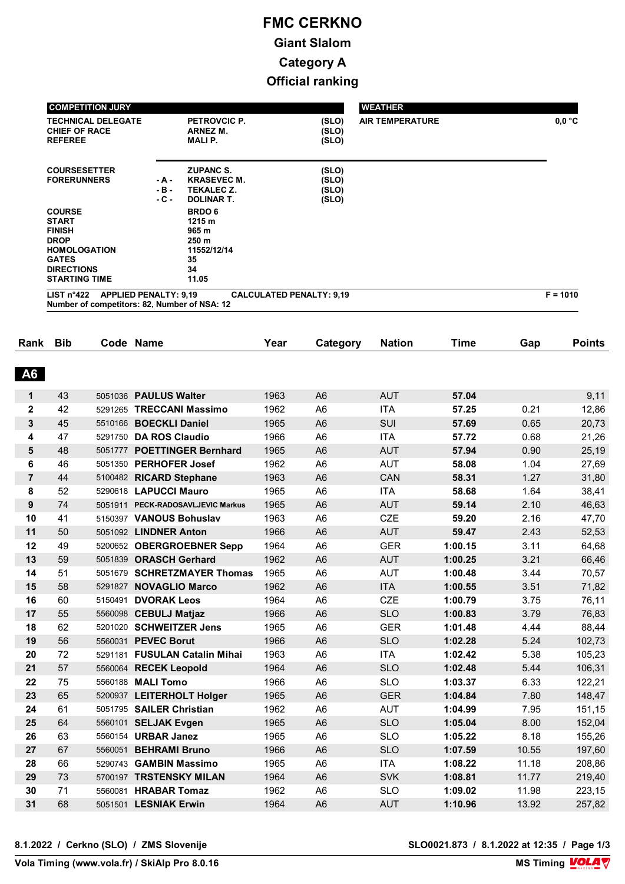# FMC CERKNO

## Giant Slalom

## Category A

## Official ranking

| COMPETITION JURY | | | |
|---|---|---|---|
| TECHNICAL DELEGATE | | PETROVCIC P. | (SLO) |
| CHIEF OF RACE | | ARNEZ M. | (SLO) |
| REFEREE | | MALI P. | (SLO) |
| COURSESETTER | | ZUPANC S. | (SLO) |
| FORERUNNERS | - A - | KRASEVEC M. | (SLO) |
| | - B - | TEKALEC Z. | (SLO) |
| | - C - | DOLINAR T. | (SLO) |
| COURSE | | BRDO 6 | |
| START | | 1215 m | |
| FINISH | | 965 m | |
| DROP | | 250 m | |
| HOMOLOGATION | | 11552/12/14 | |
| GATES | | 35 | |
| DIRECTIONS | | 34 | |
| STARTING TIME | | 11.05 | |

| WEATHER | |
|---|---|
| AIR TEMPERATURE | 0,0 °C |

LIST n°422 APPLIED PENALTY: 9,19 CALCULATED PENALTY: 9,19 F = 1010

Number of competitors: 82, Number of NSA: 12

| Rank | Bib | Code | Name | Year | Category | Nation | Time | Gap | Points |
|---|---|---|---|---|---|---|---|---|---|
| **A6** | | | | | | | | | |
| 1 | 43 | 5051036 | PAULUS Walter | 1963 | A6 | AUT | 57.04 | | 9,11 |
| 2 | 42 | 5291265 | TRECCANI Massimo | 1962 | A6 | ITA | 57.25 | 0.21 | 12,86 |
| 3 | 45 | 5510166 | BOECKLI Daniel | 1965 | A6 | SUI | 57.69 | 0.65 | 20,73 |
| 4 | 47 | 5291750 | DA ROS Claudio | 1966 | A6 | ITA | 57.72 | 0.68 | 21,26 |
| 5 | 48 | 5051777 | POETTINGER Bernhard | 1965 | A6 | AUT | 57.94 | 0.90 | 25,19 |
| 6 | 46 | 5051350 | PERHOFER Josef | 1962 | A6 | AUT | 58.08 | 1.04 | 27,69 |
| 7 | 44 | 5100482 | RICARD Stephane | 1963 | A6 | CAN | 58.31 | 1.27 | 31,80 |
| 8 | 52 | 5290618 | LAPUCCI Mauro | 1965 | A6 | ITA | 58.68 | 1.64 | 38,41 |
| 9 | 74 | 5051911 | PECK-RADOSAVLJEVIC Markus | 1965 | A6 | AUT | 59.14 | 2.10 | 46,63 |
| 10 | 41 | 5150397 | VANOUS Bohuslav | 1963 | A6 | CZE | 59.20 | 2.16 | 47,70 |
| 11 | 50 | 5051092 | LINDNER Anton | 1966 | A6 | AUT | 59.47 | 2.43 | 52,53 |
| 12 | 49 | 5200652 | OBERGROEBNER Sepp | 1964 | A6 | GER | 1:00.15 | 3.11 | 64,68 |
| 13 | 59 | 5051839 | ORASCH Gerhard | 1962 | A6 | AUT | 1:00.25 | 3.21 | 66,46 |
| 14 | 51 | 5051679 | SCHRETZMAYER Thomas | 1965 | A6 | AUT | 1:00.48 | 3.44 | 70,57 |
| 15 | 58 | 5291827 | NOVAGLIO Marco | 1962 | A6 | ITA | 1:00.55 | 3.51 | 71,82 |
| 16 | 60 | 5150491 | DVORAK Leos | 1964 | A6 | CZE | 1:00.79 | 3.75 | 76,11 |
| 17 | 55 | 5560098 | CEBULJ Matjaz | 1966 | A6 | SLO | 1:00.83 | 3.79 | 76,83 |
| 18 | 62 | 5201020 | SCHWEITZER Jens | 1965 | A6 | GER | 1:01.48 | 4.44 | 88,44 |
| 19 | 56 | 5560031 | PEVEC Borut | 1966 | A6 | SLO | 1:02.28 | 5.24 | 102,73 |
| 20 | 72 | 5291181 | FUSULAN Catalin Mihai | 1963 | A6 | ITA | 1:02.42 | 5.38 | 105,23 |
| 21 | 57 | 5560064 | RECEK Leopold | 1964 | A6 | SLO | 1:02.48 | 5.44 | 106,31 |
| 22 | 75 | 5560188 | MALI Tomo | 1966 | A6 | SLO | 1:03.37 | 6.33 | 122,21 |
| 23 | 65 | 5200937 | LEITERHOLT Holger | 1965 | A6 | GER | 1:04.84 | 7.80 | 148,47 |
| 24 | 61 | 5051795 | SAILER Christian | 1962 | A6 | AUT | 1:04.99 | 7.95 | 151,15 |
| 25 | 64 | 5560101 | SELJAK Evgen | 1965 | A6 | SLO | 1:05.04 | 8.00 | 152,04 |
| 26 | 63 | 5560154 | URBAR Janez | 1965 | A6 | SLO | 1:05.22 | 8.18 | 155,26 |
| 27 | 67 | 5560051 | BEHRAMI Bruno | 1966 | A6 | SLO | 1:07.59 | 10.55 | 197,60 |
| 28 | 66 | 5290743 | GAMBIN Massimo | 1965 | A6 | ITA | 1:08.22 | 11.18 | 208,86 |
| 29 | 73 | 5700197 | TRSTENSKY MILAN | 1964 | A6 | SVK | 1:08.81 | 11.77 | 219,40 |
| 30 | 71 | 5560081 | HRABAR Tomaz | 1962 | A6 | SLO | 1:09.02 | 11.98 | 223,15 |
| 31 | 68 | 5051501 | LESNIAK Erwin | 1964 | A6 | AUT | 1:10.96 | 13.92 | 257,82 |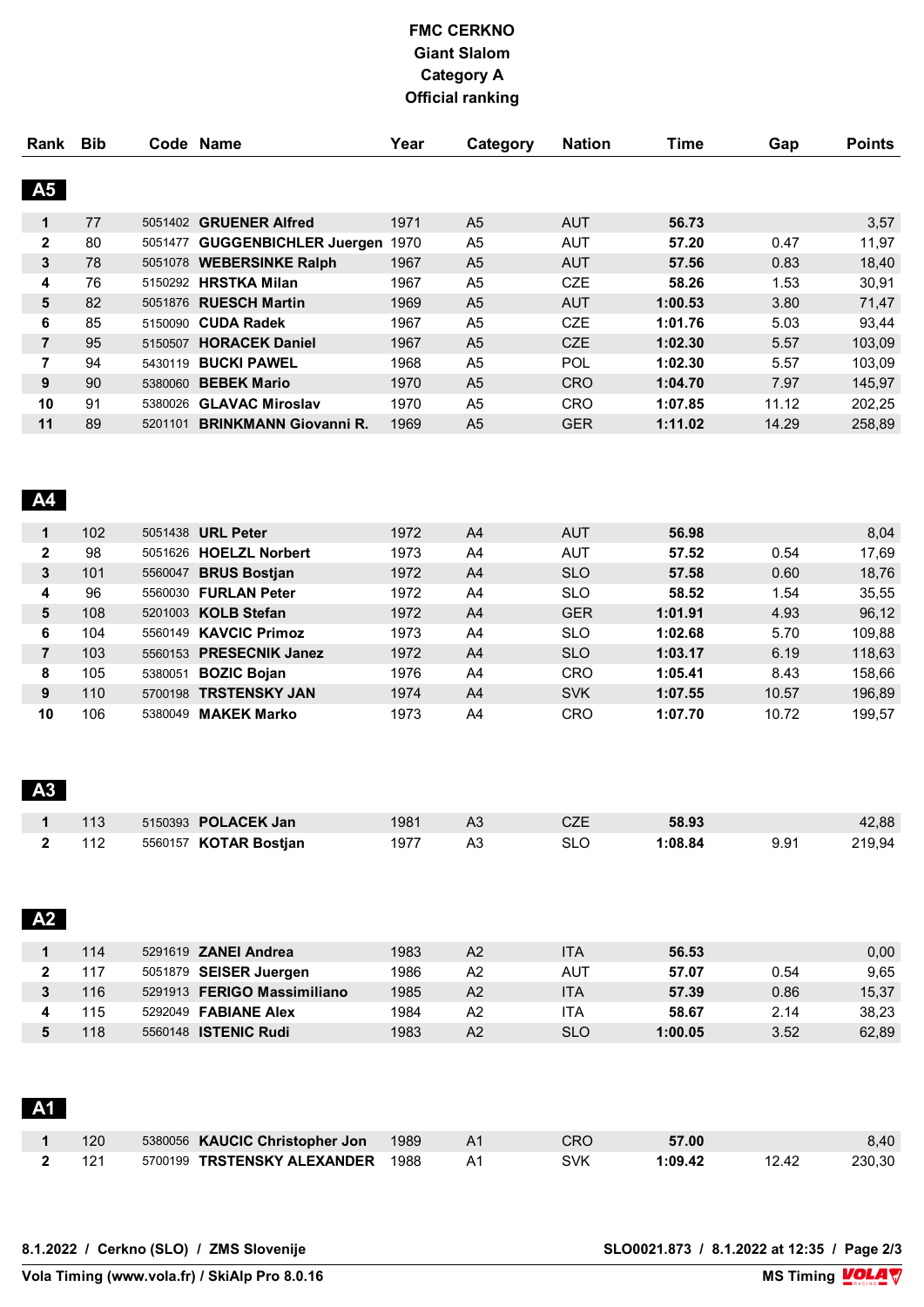# FMC CERKNO
## Giant Slalom
### Category A
### Official ranking

| Rank | Bib | Code | Name | Year | Category | Nation | Time | Gap | Points |
|---|---|---|---|---|---|---|---|---|---|
| **A5** | | | | | | | | | |
| 1 | 77 | 5051402 | **GRUENER Alfred** | 1971 | A5 | AUT | **56.73** | | 3,57 |
| 2 | 80 | 5051477 | **GUGGENBICHLER Juergen** | 1970 | A5 | AUT | **57.20** | 0.47 | 11,97 |
| 3 | 78 | 5051078 | **WEBERSINKE Ralph** | 1967 | A5 | AUT | **57.56** | 0.83 | 18,40 |
| 4 | 76 | 5150292 | **HRSTKA Milan** | 1967 | A5 | CZE | **58.26** | 1.53 | 30,91 |
| 5 | 82 | 5051876 | **RUESCH Martin** | 1969 | A5 | AUT | **1:00.53** | 3.80 | 71,47 |
| 6 | 85 | 5150090 | **CUDA Radek** | 1967 | A5 | CZE | **1:01.76** | 5.03 | 93,44 |
| 7 | 95 | 5150507 | **HORACEK Daniel** | 1967 | A5 | CZE | **1:02.30** | 5.57 | 103,09 |
| 7 | 94 | 5430119 | **BUCKI PAWEL** | 1968 | A5 | POL | **1:02.30** | 5.57 | 103,09 |
| 9 | 90 | 5380060 | **BEBEK Mario** | 1970 | A5 | CRO | **1:04.70** | 7.97 | 145,97 |
| 10 | 91 | 5380026 | **GLAVAC Miroslav** | 1970 | A5 | CRO | **1:07.85** | 11.12 | 202,25 |
| 11 | 89 | 5201101 | **BRINKMANN Giovanni R.** | 1969 | A5 | GER | **1:11.02** | 14.29 | 258,89 |
| **A4** | | | | | | | | | |
| 1 | 102 | 5051438 | **URL Peter** | 1972 | A4 | AUT | **56.98** | | 8,04 |
| 2 | 98 | 5051626 | **HOELZL Norbert** | 1973 | A4 | AUT | **57.52** | 0.54 | 17,69 |
| 3 | 101 | 5560047 | **BRUS Bostjan** | 1972 | A4 | SLO | **57.58** | 0.60 | 18,76 |
| 4 | 96 | 5560030 | **FURLAN Peter** | 1972 | A4 | SLO | **58.52** | 1.54 | 35,55 |
| 5 | 108 | 5201003 | **KOLB Stefan** | 1972 | A4 | GER | **1:01.91** | 4.93 | 96,12 |
| 6 | 104 | 5560149 | **KAVCIC Primoz** | 1973 | A4 | SLO | **1:02.68** | 5.70 | 109,88 |
| 7 | 103 | 5560153 | **PRESECNIK Janez** | 1972 | A4 | SLO | **1:03.17** | 6.19 | 118,63 |
| 8 | 105 | 5380051 | **BOZIC Bojan** | 1976 | A4 | CRO | **1:05.41** | 8.43 | 158,66 |
| 9 | 110 | 5700198 | **TRSTENSKY JAN** | 1974 | A4 | SVK | **1:07.55** | 10.57 | 196,89 |
| 10 | 106 | 5380049 | **MAKEK Marko** | 1973 | A4 | CRO | **1:07.70** | 10.72 | 199,57 |
| **A3** | | | | | | | | | |
| 1 | 113 | 5150393 | **POLACEK Jan** | 1981 | A3 | CZE | **58.93** | | 42,88 |
| 2 | 112 | 5560157 | **KOTAR Bostjan** | 1977 | A3 | SLO | **1:08.84** | 9.91 | 219,94 |
| **A2** | | | | | | | | | |
| 1 | 114 | 5291619 | **ZANEI Andrea** | 1983 | A2 | ITA | **56.53** | | 0,00 |
| 2 | 117 | 5051879 | **SEISER Juergen** | 1986 | A2 | AUT | **57.07** | 0.54 | 9,65 |
| 3 | 116 | 5291913 | **FERIGO Massimiliano** | 1985 | A2 | ITA | **57.39** | 0.86 | 15,37 |
| 4 | 115 | 5292049 | **FABIANE Alex** | 1984 | A2 | ITA | **58.67** | 2.14 | 38,23 |
| 5 | 118 | 5560148 | **ISTENIC Rudi** | 1983 | A2 | SLO | **1:00.05** | 3.52 | 62,89 |
| **A1** | | | | | | | | | |
| 1 | 120 | 5380056 | **KAUCIC Christopher Jon** | 1989 | A1 | CRO | **57.00** | | 8,40 |
| 2 | 121 | 5700199 | **TRSTENSKY ALEXANDER** | 1988 | A1 | SVK | **1:09.42** | 12.42 | 230,30 |

8.1.2022 / Cerkno (SLO) / ZMS Slovenije — SLO0021.873 / 8.1.2022 at 12:35

Vola Timing (www.vola.fr) / SkiAlp Pro 8.0.16 — MS Timing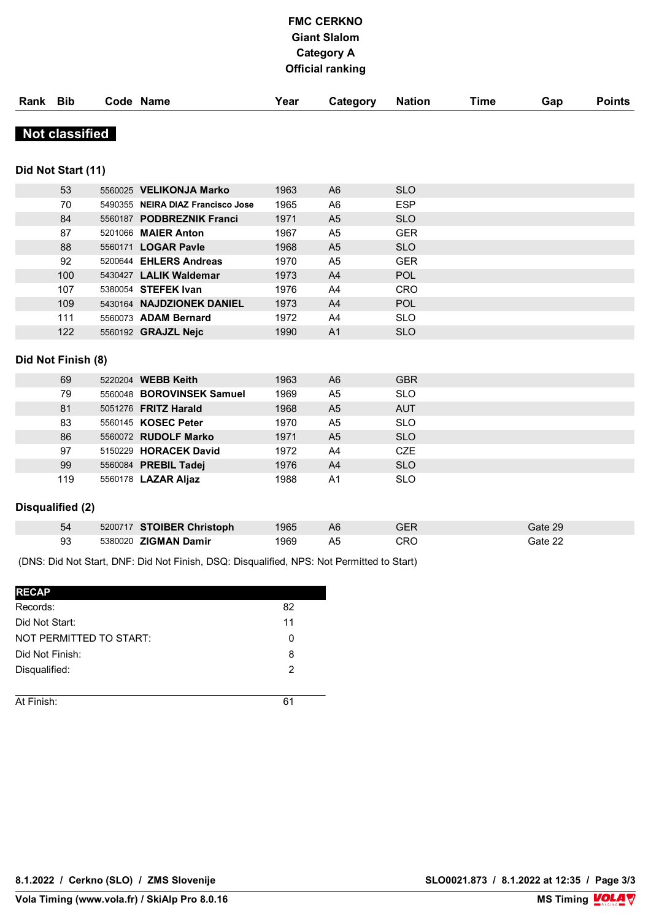# FMC CERKNO
## Giant Slalom
## Category A
## Official ranking

| Rank | Bib | Code | Name | Year | Category | Nation | Time | Gap | Points |
|---|---|---|---|---|---|---|---|---|---|

## Not classified

### Did Not Start (11)

| Rank | Bib | Code | Name | Year | Category | Nation | Time | Gap | Points |
|---|---|---|---|---|---|---|---|---|---|
| | 53 | 5560025 | **VELIKONJA Marko** | 1963 | A6 | SLO | | | |
| | 70 | 5490355 | **NEIRA DIAZ Francisco Jose** | 1965 | A6 | ESP | | | |
| | 84 | 5560187 | **PODBREZNIK Franci** | 1971 | A5 | SLO | | | |
| | 87 | 5201066 | **MAIER Anton** | 1967 | A5 | GER | | | |
| | 88 | 5560171 | **LOGAR Pavle** | 1968 | A5 | SLO | | | |
| | 92 | 5200644 | **EHLERS Andreas** | 1970 | A5 | GER | | | |
| | 100 | 5430427 | **LALIK Waldemar** | 1973 | A4 | POL | | | |
| | 107 | 5380054 | **STEFEK Ivan** | 1976 | A4 | CRO | | | |
| | 109 | 5430164 | **NAJDZIONEK DANIEL** | 1973 | A4 | POL | | | |
| | 111 | 5560073 | **ADAM Bernard** | 1972 | A4 | SLO | | | |
| | 122 | 5560192 | **GRAJZL Nejc** | 1990 | A1 | SLO | | | |

### Did Not Finish (8)

| Rank | Bib | Code | Name | Year | Category | Nation | Time | Gap | Points |
|---|---|---|---|---|---|---|---|---|---|
| | 69 | 5220204 | **WEBB Keith** | 1963 | A6 | GBR | | | |
| | 79 | 5560048 | **BOROVINSEK Samuel** | 1969 | A5 | SLO | | | |
| | 81 | 5051276 | **FRITZ Harald** | 1968 | A5 | AUT | | | |
| | 83 | 5560145 | **KOSEC Peter** | 1970 | A5 | SLO | | | |
| | 86 | 5560072 | **RUDOLF Marko** | 1971 | A5 | SLO | | | |
| | 97 | 5150229 | **HORACEK David** | 1972 | A4 | CZE | | | |
| | 99 | 5560084 | **PREBIL Tadej** | 1976 | A4 | SLO | | | |
| | 119 | 5560178 | **LAZAR Aljaz** | 1988 | A1 | SLO | | | |

### Disqualified (2)

| Rank | Bib | Code | Name | Year | Category | Nation | Time | Gap | Points |
|---|---|---|---|---|---|---|---|---|---|
| | 54 | 5200717 | **STOIBER Christoph** | 1965 | A6 | GER | | Gate 29 | |
| | 93 | 5380020 | **ZIGMAN Damir** | 1969 | A5 | CRO | | Gate 22 | |

(DNS: Did Not Start, DNF: Did Not Finish, DSQ: Disqualified, NPS: Not Permitted to Start)

| RECAP | |
|---|---|
| Records: | 82 |
| Did Not Start: | 11 |
| NOT PERMITTED TO START: | 0 |
| Did Not Finish: | 8 |
| Disqualified: | 2 |
| At Finish: | 61 |

8.1.2022 / Cerkno (SLO) / ZMS Slovenije — SLO0021.873 / 8.1.2022 at 12:35

Vola Timing (www.vola.fr) / SkiAlp Pro 8.0.16 — MS Timing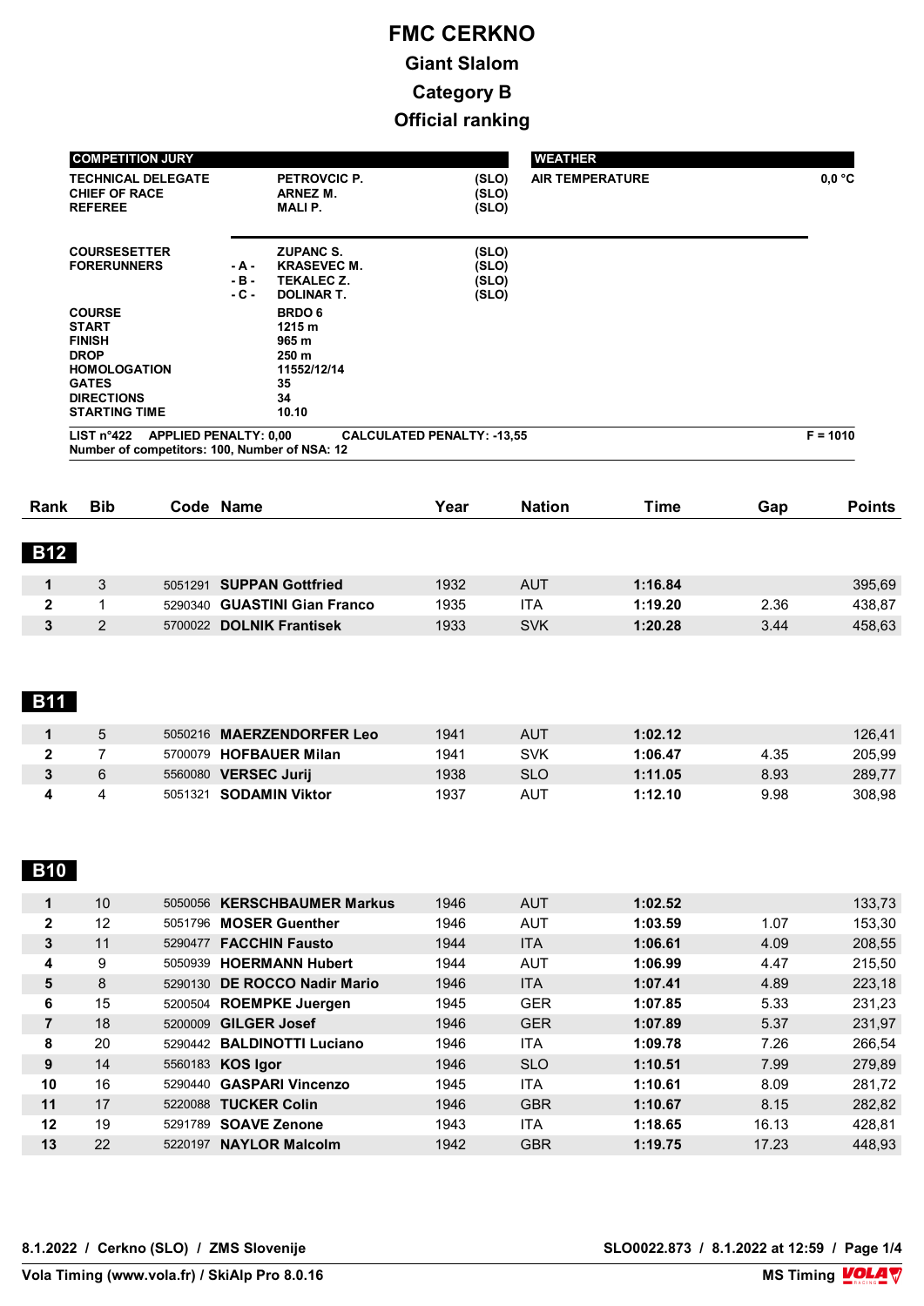# FMC CERKNO

## Giant Slalom

## Category B

## Official ranking

| COMPETITION JURY | | | |
|---|---|---|---|
| TECHNICAL DELEGATE | | PETROVCIC P. | (SLO) |
| CHIEF OF RACE | | ARNEZ M. | (SLO) |
| REFEREE | | MALI P. | (SLO) |
| COURSESETTER | | ZUPANC S. | (SLO) |
| FORERUNNERS | - A - | KRASEVEC M. | (SLO) |
| | - B - | TEKALEC Z. | (SLO) |
| | - C - | DOLINAR T. | (SLO) |
| COURSE | | BRDO 6 | |
| START | | 1215 m | |
| FINISH | | 965 m | |
| DROP | | 250 m | |
| HOMOLOGATION | | 11552/12/14 | |
| GATES | | 35 | |
| DIRECTIONS | | 34 | |
| STARTING TIME | | 10.10 | |

| WEATHER | |
|---|---|
| AIR TEMPERATURE | 0,0 °C |

LIST n°422 APPLIED PENALTY: 0,00 CALCULATED PENALTY: -13,55 F = 1010

Number of competitors: 100, Number of NSA: 12

| Rank | Bib | Code | Name | Year | Nation | Time | Gap | Points |
|---|---|---|---|---|---|---|---|---|
| **B12** | | | | | | | | |
| 1 | 3 | 5051291 | **SUPPAN Gottfried** | 1932 | AUT | **1:16.84** | | 395,69 |
| 2 | 1 | 5290340 | **GUASTINI Gian Franco** | 1935 | ITA | **1:19.20** | 2.36 | 438,87 |
| 3 | 2 | 5700022 | **DOLNIK Frantisek** | 1933 | SVK | **1:20.28** | 3.44 | 458,63 |
| **B11** | | | | | | | | |
| 1 | 5 | 5050216 | **MAERZENDORFER Leo** | 1941 | AUT | **1:02.12** | | 126,41 |
| 2 | 7 | 5700079 | **HOFBAUER Milan** | 1941 | SVK | **1:06.47** | 4.35 | 205,99 |
| 3 | 6 | 5560080 | **VERSEC Jurij** | 1938 | SLO | **1:11.05** | 8.93 | 289,77 |
| 4 | 4 | 5051321 | **SODAMIN Viktor** | 1937 | AUT | **1:12.10** | 9.98 | 308,98 |
| **B10** | | | | | | | | |
| 1 | 10 | 5050056 | **KERSCHBAUMER Markus** | 1946 | AUT | **1:02.52** | | 133,73 |
| 2 | 12 | 5051796 | **MOSER Guenther** | 1946 | AUT | **1:03.59** | 1.07 | 153,30 |
| 3 | 11 | 5290477 | **FACCHIN Fausto** | 1944 | ITA | **1:06.61** | 4.09 | 208,55 |
| 4 | 9 | 5050939 | **HOERMANN Hubert** | 1944 | AUT | **1:06.99** | 4.47 | 215,50 |
| 5 | 8 | 5290130 | **DE ROCCO Nadir Mario** | 1946 | ITA | **1:07.41** | 4.89 | 223,18 |
| 6 | 15 | 5200504 | **ROEMPKE Juergen** | 1945 | GER | **1:07.85** | 5.33 | 231,23 |
| 7 | 18 | 5200009 | **GILGER Josef** | 1946 | GER | **1:07.89** | 5.37 | 231,97 |
| 8 | 20 | 5290442 | **BALDINOTTI Luciano** | 1946 | ITA | **1:09.78** | 7.26 | 266,54 |
| 9 | 14 | 5560183 | **KOS Igor** | 1946 | SLO | **1:10.51** | 7.99 | 279,89 |
| 10 | 16 | 5290440 | **GASPARI Vincenzo** | 1945 | ITA | **1:10.61** | 8.09 | 281,72 |
| 11 | 17 | 5220088 | **TUCKER Colin** | 1946 | GBR | **1:10.67** | 8.15 | 282,82 |
| 12 | 19 | 5291789 | **SOAVE Zenone** | 1943 | ITA | **1:18.65** | 16.13 | 428,81 |
| 13 | 22 | 5220197 | **NAYLOR Malcolm** | 1942 | GBR | **1:19.75** | 17.23 | 448,93 |

8.1.2022 / Cerkno (SLO) / ZMS Slovenije SLO0022.873 / 8.1.2022 at 12:59

Vola Timing (www.vola.fr) / SkiAlp Pro 8.0.16 MS Timing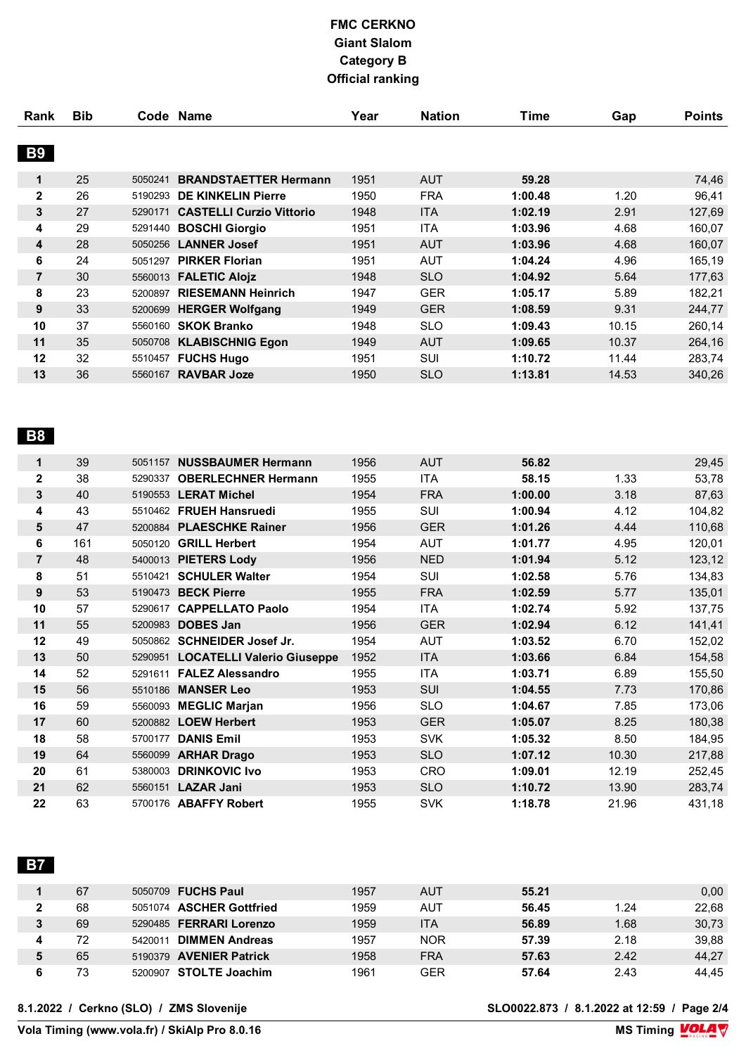# FMC CERKNO

## Giant Slalom

## Category B

## Official ranking

| Rank | Bib | Code | Name | Year | Nation | Time | Gap | Points |
|---|---|---|---|---|---|---|---|---|
| **B9** | | | | | | | | |
| **1** | 25 | 5050241 | **BRANDSTAETTER Hermann** | 1951 | AUT | **59.28** | | 74,46 |
| **2** | 26 | 5190293 | **DE KINKELIN Pierre** | 1950 | FRA | **1:00.48** | 1.20 | 96,41 |
| **3** | 27 | 5290171 | **CASTELLI Curzio Vittorio** | 1948 | ITA | **1:02.19** | 2.91 | 127,69 |
| **4** | 29 | 5291440 | **BOSCHI Giorgio** | 1951 | ITA | **1:03.96** | 4.68 | 160,07 |
| **4** | 28 | 5050256 | **LANNER Josef** | 1951 | AUT | **1:03.96** | 4.68 | 160,07 |
| **6** | 24 | 5051297 | **PIRKER Florian** | 1951 | AUT | **1:04.24** | 4.96 | 165,19 |
| **7** | 30 | 5560013 | **FALETIC Alojz** | 1948 | SLO | **1:04.92** | 5.64 | 177,63 |
| **8** | 23 | 5200897 | **RIESEMANN Heinrich** | 1947 | GER | **1:05.17** | 5.89 | 182,21 |
| **9** | 33 | 5200699 | **HERGER Wolfgang** | 1949 | GER | **1:08.59** | 9.31 | 244,77 |
| **10** | 37 | 5560160 | **SKOK Branko** | 1948 | SLO | **1:09.43** | 10.15 | 260,14 |
| **11** | 35 | 5050708 | **KLABISCHNIG Egon** | 1949 | AUT | **1:09.65** | 10.37 | 264,16 |
| **12** | 32 | 5510457 | **FUCHS Hugo** | 1951 | SUI | **1:10.72** | 11.44 | 283,74 |
| **13** | 36 | 5560167 | **RAVBAR Joze** | 1950 | SLO | **1:13.81** | 14.53 | 340,26 |
| **B8** | | | | | | | | |
| **1** | 39 | 5051157 | **NUSSBAUMER Hermann** | 1956 | AUT | **56.82** | | 29,45 |
| **2** | 38 | 5290337 | **OBERLECHNER Hermann** | 1955 | ITA | **58.15** | 1.33 | 53,78 |
| **3** | 40 | 5190553 | **LERAT Michel** | 1954 | FRA | **1:00.00** | 3.18 | 87,63 |
| **4** | 43 | 5510462 | **FRUEH Hansruedi** | 1955 | SUI | **1:00.94** | 4.12 | 104,82 |
| **5** | 47 | 5200884 | **PLAESCHKE Rainer** | 1956 | GER | **1:01.26** | 4.44 | 110,68 |
| **6** | 161 | 5050120 | **GRILL Herbert** | 1954 | AUT | **1:01.77** | 4.95 | 120,01 |
| **7** | 48 | 5400013 | **PIETERS Lody** | 1956 | NED | **1:01.94** | 5.12 | 123,12 |
| **8** | 51 | 5510421 | **SCHULER Walter** | 1954 | SUI | **1:02.58** | 5.76 | 134,83 |
| **9** | 53 | 5190473 | **BECK Pierre** | 1955 | FRA | **1:02.59** | 5.77 | 135,01 |
| **10** | 57 | 5290617 | **CAPPELLATO Paolo** | 1954 | ITA | **1:02.74** | 5.92 | 137,75 |
| **11** | 55 | 5200983 | **DOBES Jan** | 1956 | GER | **1:02.94** | 6.12 | 141,41 |
| **12** | 49 | 5050862 | **SCHNEIDER Josef Jr.** | 1954 | AUT | **1:03.52** | 6.70 | 152,02 |
| **13** | 50 | 5290951 | **LOCATELLI Valerio Giuseppe** | 1952 | ITA | **1:03.66** | 6.84 | 154,58 |
| **14** | 52 | 5291611 | **FALEZ Alessandro** | 1955 | ITA | **1:03.71** | 6.89 | 155,50 |
| **15** | 56 | 5510186 | **MANSER Leo** | 1953 | SUI | **1:04.55** | 7.73 | 170,86 |
| **16** | 59 | 5560093 | **MEGLIC Marjan** | 1956 | SLO | **1:04.67** | 7.85 | 173,06 |
| **17** | 60 | 5200882 | **LOEW Herbert** | 1953 | GER | **1:05.07** | 8.25 | 180,38 |
| **18** | 58 | 5700177 | **DANIS Emil** | 1953 | SVK | **1:05.32** | 8.50 | 184,95 |
| **19** | 64 | 5560099 | **ARHAR Drago** | 1953 | SLO | **1:07.12** | 10.30 | 217,88 |
| **20** | 61 | 5380003 | **DRINKOVIC Ivo** | 1953 | CRO | **1:09.01** | 12.19 | 252,45 |
| **21** | 62 | 5560151 | **LAZAR Jani** | 1953 | SLO | **1:10.72** | 13.90 | 283,74 |
| **22** | 63 | 5700176 | **ABAFFY Robert** | 1955 | SVK | **1:18.78** | 21.96 | 431,18 |
| **B7** | | | | | | | | |
| **1** | 67 | 5050709 | **FUCHS Paul** | 1957 | AUT | **55.21** | | 0,00 |
| **2** | 68 | 5051074 | **ASCHER Gottfried** | 1959 | AUT | **56.45** | 1.24 | 22,68 |
| **3** | 69 | 5290485 | **FERRARI Lorenzo** | 1959 | ITA | **56.89** | 1.68 | 30,73 |
| **4** | 72 | 5420011 | **DIMMEN Andreas** | 1957 | NOR | **57.39** | 2.18 | 39,88 |
| **5** | 65 | 5190379 | **AVENIER Patrick** | 1958 | FRA | **57.63** | 2.42 | 44,27 |
| **6** | 73 | 5200907 | **STOLTE Joachim** | 1961 | GER | **57.64** | 2.43 | 44,45 |

**8.1.2022 / Cerkno (SLO) / ZMS Slovenije** — **SLO0022.873 / 8.1.2022 at 12:59**

**Vola Timing (www.vola.fr) / SkiAlp Pro 8.0.16** — **MS Timing**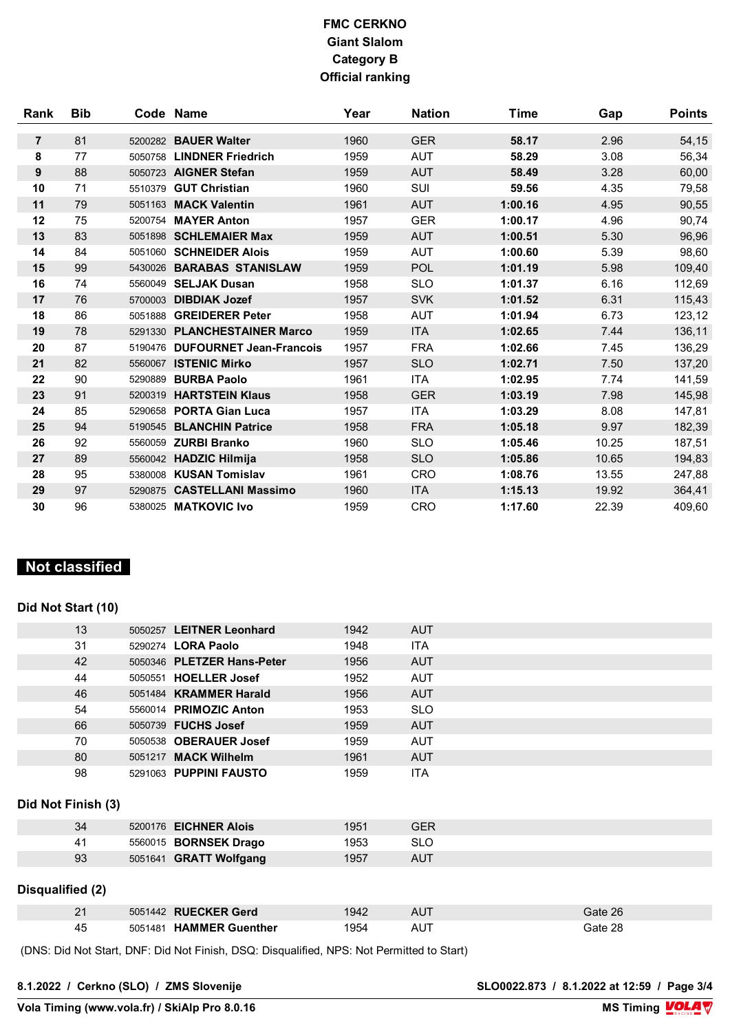# FMC CERKNO
## Giant Slalom
## Category B
## Official ranking

| Rank | Bib | Code | Name | Year | Nation | Time | Gap | Points |
|---|---|---|---|---|---|---|---|---|
| **7** | 81 | 5200282 | **BAUER Walter** | 1960 | GER | **58.17** | 2.96 | 54,15 |
| **8** | 77 | 5050758 | **LINDNER Friedrich** | 1959 | AUT | **58.29** | 3.08 | 56,34 |
| **9** | 88 | 5050723 | **AIGNER Stefan** | 1959 | AUT | **58.49** | 3.28 | 60,00 |
| **10** | 71 | 5510379 | **GUT Christian** | 1960 | SUI | **59.56** | 4.35 | 79,58 |
| **11** | 79 | 5051163 | **MACK Valentin** | 1961 | AUT | **1:00.16** | 4.95 | 90,55 |
| **12** | 75 | 5200754 | **MAYER Anton** | 1957 | GER | **1:00.17** | 4.96 | 90,74 |
| **13** | 83 | 5051898 | **SCHLEMAIER Max** | 1959 | AUT | **1:00.51** | 5.30 | 96,96 |
| **14** | 84 | 5051060 | **SCHNEIDER Alois** | 1959 | AUT | **1:00.60** | 5.39 | 98,60 |
| **15** | 99 | 5430026 | **BARABAS STANISLAW** | 1959 | POL | **1:01.19** | 5.98 | 109,40 |
| **16** | 74 | 5560049 | **SELJAK Dusan** | 1958 | SLO | **1:01.37** | 6.16 | 112,69 |
| **17** | 76 | 5700003 | **DIBDIAK Jozef** | 1957 | SVK | **1:01.52** | 6.31 | 115,43 |
| **18** | 86 | 5051888 | **GREIDERER Peter** | 1958 | AUT | **1:01.94** | 6.73 | 123,12 |
| **19** | 78 | 5291330 | **PLANCHESTAINER Marco** | 1959 | ITA | **1:02.65** | 7.44 | 136,11 |
| **20** | 87 | 5190476 | **DUFOURNET Jean-Francois** | 1957 | FRA | **1:02.66** | 7.45 | 136,29 |
| **21** | 82 | 5560067 | **ISTENIC Mirko** | 1957 | SLO | **1:02.71** | 7.50 | 137,20 |
| **22** | 90 | 5290889 | **BURBA Paolo** | 1961 | ITA | **1:02.95** | 7.74 | 141,59 |
| **23** | 91 | 5200319 | **HARTSTEIN Klaus** | 1958 | GER | **1:03.19** | 7.98 | 145,98 |
| **24** | 85 | 5290658 | **PORTA Gian Luca** | 1957 | ITA | **1:03.29** | 8.08 | 147,81 |
| **25** | 94 | 5190545 | **BLANCHIN Patrice** | 1958 | FRA | **1:05.18** | 9.97 | 182,39 |
| **26** | 92 | 5560059 | **ZURBI Branko** | 1960 | SLO | **1:05.46** | 10.25 | 187,51 |
| **27** | 89 | 5560042 | **HADZIC Hilmija** | 1958 | SLO | **1:05.86** | 10.65 | 194,83 |
| **28** | 95 | 5380008 | **KUSAN Tomislav** | 1961 | CRO | **1:08.76** | 13.55 | 247,88 |
| **29** | 97 | 5290875 | **CASTELLANI Massimo** | 1960 | ITA | **1:15.13** | 19.92 | 364,41 |
| **30** | 96 | 5380025 | **MATKOVIC Ivo** | 1959 | CRO | **1:17.60** | 22.39 | 409,60 |

## Not classified

### Did Not Start (10)

| Bib | Code | Name | Year | Nation |
|---|---|---|---|---|
| 13 | 5050257 | **LEITNER Leonhard** | 1942 | AUT |
| 31 | 5290274 | **LORA Paolo** | 1948 | ITA |
| 42 | 5050346 | **PLETZER Hans-Peter** | 1956 | AUT |
| 44 | 5050551 | **HOELLER Josef** | 1952 | AUT |
| 46 | 5051484 | **KRAMMER Harald** | 1956 | AUT |
| 54 | 5560014 | **PRIMOZIC Anton** | 1953 | SLO |
| 66 | 5050739 | **FUCHS Josef** | 1959 | AUT |
| 70 | 5050538 | **OBERAUER Josef** | 1959 | AUT |
| 80 | 5051217 | **MACK Wilhelm** | 1961 | AUT |
| 98 | 5291063 | **PUPPINI FAUSTO** | 1959 | ITA |

### Did Not Finish (3)

| Bib | Code | Name | Year | Nation |
|---|---|---|---|---|
| 34 | 5200176 | **EICHNER Alois** | 1951 | GER |
| 41 | 5560015 | **BORNSEK Drago** | 1953 | SLO |
| 93 | 5051641 | **GRATT Wolfgang** | 1957 | AUT |

### Disqualified (2)

| Bib | Code | Name | Year | Nation | |
|---|---|---|---|---|---|
| 21 | 5051442 | **RUECKER Gerd** | 1942 | AUT | Gate 26 |
| 45 | 5051481 | **HAMMER Guenther** | 1954 | AUT | Gate 28 |

(DNS: Did Not Start, DNF: Did Not Finish, DSQ: Disqualified, NPS: Not Permitted to Start)

**8.1.2022 / Cerkno (SLO) / ZMS Slovenije** — **SLO0022.873 / 8.1.2022 at 12:59**

**Vola Timing (www.vola.fr) / SkiAlp Pro 8.0.16** — **MS Timing**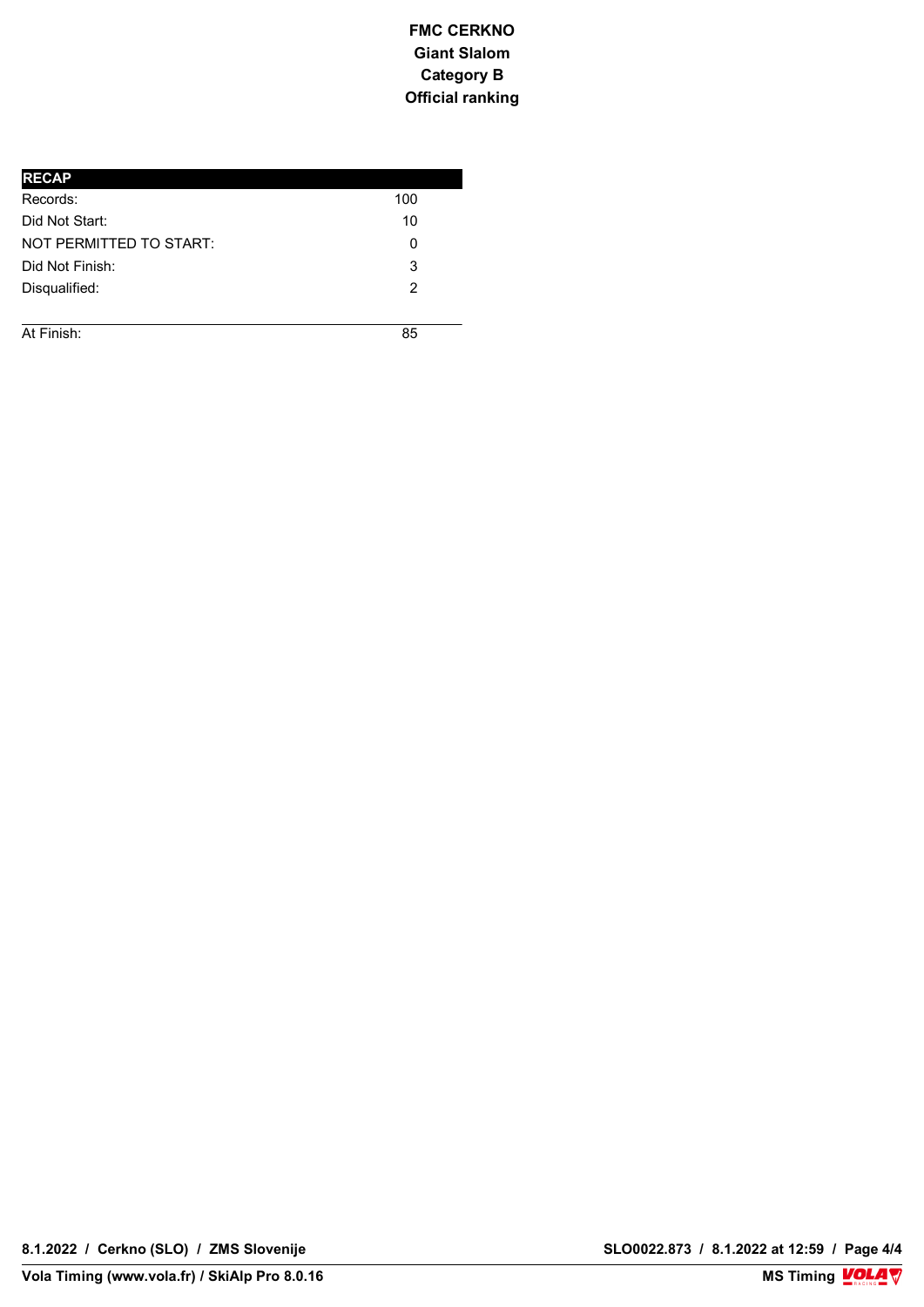**FMC CERKNO**
**Giant Slalom**
**Category B**
**Official ranking**

| RECAP | |
|---|---|
| Records: | 100 |
| Did Not Start: | 10 |
| NOT PERMITTED TO START: | 0 |
| Did Not Finish: | 3 |
| Disqualified: | 2 |
| At Finish: | 85 |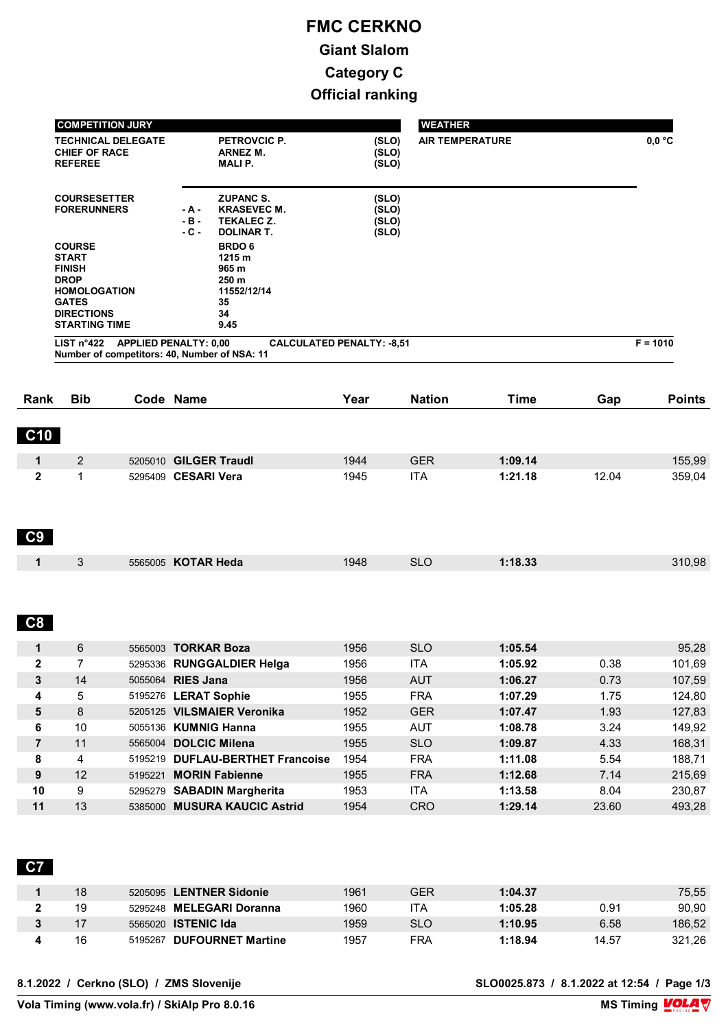# FMC CERKNO

## Giant Slalom

## Category C

## Official ranking

| COMPETITION JURY | | | |
|---|---|---|---|
| TECHNICAL DELEGATE | | PETROVCIC P. | (SLO) |
| CHIEF OF RACE | | ARNEZ M. | (SLO) |
| REFEREE | | MALI P. | (SLO) |
| COURSESETTER | | ZUPANC S. | (SLO) |
| FORERUNNERS | - A - | KRASEVEC M. | (SLO) |
| | - B - | TEKALEC Z. | (SLO) |
| | - C - | DOLINAR T. | (SLO) |
| COURSE | | BRDO 6 | |
| START | | 1215 m | |
| FINISH | | 965 m | |
| DROP | | 250 m | |
| HOMOLOGATION | | 11552/12/14 | |
| GATES | | 35 | |
| DIRECTIONS | | 34 | |
| STARTING TIME | | 9.45 | |

| WEATHER | |
|---|---|
| AIR TEMPERATURE | 0,0 °C |

LIST n°422 APPLIED PENALTY: 0,00 CALCULATED PENALTY: -8,51 F = 1010

Number of competitors: 40, Number of NSA: 11

| Rank | Bib | Code | Name | Year | Nation | Time | Gap | Points |
|---|---|---|---|---|---|---|---|---|
| **C10** | | | | | | | | |
| 1 | 2 | 5205010 | **GILGER Traudl** | 1944 | GER | **1:09.14** | | 155,99 |
| 2 | 1 | 5295409 | **CESARI Vera** | 1945 | ITA | **1:21.18** | 12.04 | 359,04 |
| **C9** | | | | | | | | |
| 1 | 3 | 5565005 | **KOTAR Heda** | 1948 | SLO | **1:18.33** | | 310,98 |
| **C8** | | | | | | | | |
| 1 | 6 | 5565003 | **TORKAR Boza** | 1956 | SLO | **1:05.54** | | 95,28 |
| 2 | 7 | 5295336 | **RUNGGALDIER Helga** | 1956 | ITA | **1:05.92** | 0.38 | 101,69 |
| 3 | 14 | 5055064 | **RIES Jana** | 1956 | AUT | **1:06.27** | 0.73 | 107,59 |
| 4 | 5 | 5195276 | **LERAT Sophie** | 1955 | FRA | **1:07.29** | 1.75 | 124,80 |
| 5 | 8 | 5205125 | **VILSMAIER Veronika** | 1952 | GER | **1:07.47** | 1.93 | 127,83 |
| 6 | 10 | 5055136 | **KUMNIG Hanna** | 1955 | AUT | **1:08.78** | 3.24 | 149,92 |
| 7 | 11 | 5565004 | **DOLCIC Milena** | 1955 | SLO | **1:09.87** | 4.33 | 168,31 |
| 8 | 4 | 5195219 | **DUFLAU-BERTHET Francoise** | 1954 | FRA | **1:11.08** | 5.54 | 188,71 |
| 9 | 12 | 5195221 | **MORIN Fabienne** | 1955 | FRA | **1:12.68** | 7.14 | 215,69 |
| 10 | 9 | 5295279 | **SABADIN Margherita** | 1953 | ITA | **1:13.58** | 8.04 | 230,87 |
| 11 | 13 | 5385000 | **MUSURA KAUCIC Astrid** | 1954 | CRO | **1:29.14** | 23.60 | 493,28 |
| **C7** | | | | | | | | |
| 1 | 18 | 5205095 | **LENTNER Sidonie** | 1961 | GER | **1:04.37** | | 75,55 |
| 2 | 19 | 5295248 | **MELEGARI Doranna** | 1960 | ITA | **1:05.28** | 0.91 | 90,90 |
| 3 | 17 | 5565020 | **ISTENIC Ida** | 1959 | SLO | **1:10.95** | 6.58 | 186,52 |
| 4 | 16 | 5195267 | **DUFOURNET Martine** | 1957 | FRA | **1:18.94** | 14.57 | 321,26 |

8.1.2022 / Cerkno (SLO) / ZMS Slovenije — SLO0025.873 / 8.1.2022 at 12:54

Vola Timing (www.vola.fr) / SkiAlp Pro 8.0.16 — MS Timing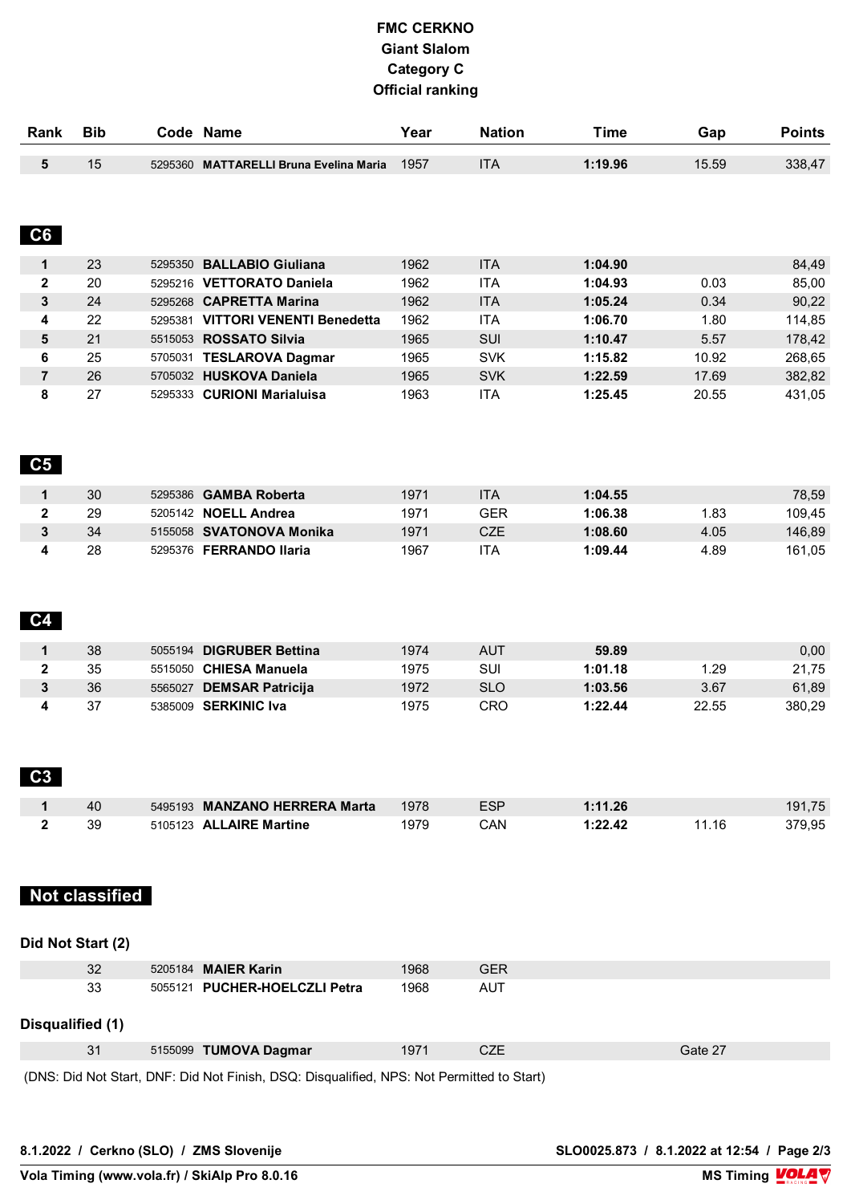# FMC CERKNO
## Giant Slalom
## Category C
## Official ranking

| Rank | Bib | Code | Name | Year | Nation | Time | Gap | Points |
|---|---|---|---|---|---|---|---|---|
| 5 | 15 | 5295360 | **MATTARELLI Bruna Evelina Maria** | 1957 | ITA | **1:19.96** | 15.59 | 338,47 |

### C6

| Rank | Bib | Code | Name | Year | Nation | Time | Gap | Points |
|---|---|---|---|---|---|---|---|---|
| 1 | 23 | 5295350 | **BALLABIO Giuliana** | 1962 | ITA | **1:04.90** | | 84,49 |
| 2 | 20 | 5295216 | **VETTORATO Daniela** | 1962 | ITA | **1:04.93** | 0.03 | 85,00 |
| 3 | 24 | 5295268 | **CAPRETTA Marina** | 1962 | ITA | **1:05.24** | 0.34 | 90,22 |
| 4 | 22 | 5295381 | **VITTORI VENENTI Benedetta** | 1962 | ITA | **1:06.70** | 1.80 | 114,85 |
| 5 | 21 | 5515053 | **ROSSATO Silvia** | 1965 | SUI | **1:10.47** | 5.57 | 178,42 |
| 6 | 25 | 5705031 | **TESLAROVA Dagmar** | 1965 | SVK | **1:15.82** | 10.92 | 268,65 |
| 7 | 26 | 5705032 | **HUSKOVA Daniela** | 1965 | SVK | **1:22.59** | 17.69 | 382,82 |
| 8 | 27 | 5295333 | **CURIONI Marialuisa** | 1963 | ITA | **1:25.45** | 20.55 | 431,05 |

### C5

| Rank | Bib | Code | Name | Year | Nation | Time | Gap | Points |
|---|---|---|---|---|---|---|---|---|
| 1 | 30 | 5295386 | **GAMBA Roberta** | 1971 | ITA | **1:04.55** | | 78,59 |
| 2 | 29 | 5205142 | **NOELL Andrea** | 1971 | GER | **1:06.38** | 1.83 | 109,45 |
| 3 | 34 | 5155058 | **SVATONOVA Monika** | 1971 | CZE | **1:08.60** | 4.05 | 146,89 |
| 4 | 28 | 5295376 | **FERRANDO Ilaria** | 1967 | ITA | **1:09.44** | 4.89 | 161,05 |

### C4

| Rank | Bib | Code | Name | Year | Nation | Time | Gap | Points |
|---|---|---|---|---|---|---|---|---|
| 1 | 38 | 5055194 | **DIGRUBER Bettina** | 1974 | AUT | **59.89** | | 0,00 |
| 2 | 35 | 5515050 | **CHIESA Manuela** | 1975 | SUI | **1:01.18** | 1.29 | 21,75 |
| 3 | 36 | 5565027 | **DEMSAR Patricija** | 1972 | SLO | **1:03.56** | 3.67 | 61,89 |
| 4 | 37 | 5385009 | **SERKINIC Iva** | 1975 | CRO | **1:22.44** | 22.55 | 380,29 |

### C3

| Rank | Bib | Code | Name | Year | Nation | Time | Gap | Points |
|---|---|---|---|---|---|---|---|---|
| 1 | 40 | 5495193 | **MANZANO HERRERA Marta** | 1978 | ESP | **1:11.26** | | 191,75 |
| 2 | 39 | 5105123 | **ALLAIRE Martine** | 1979 | CAN | **1:22.42** | 11.16 | 379,95 |

## Not classified

### Did Not Start (2)

| Bib | Code | Name | Year | Nation |
|---|---|---|---|---|
| 32 | 5205184 | **MAIER Karin** | 1968 | GER |
| 33 | 5055121 | **PUCHER-HOELCZLI Petra** | 1968 | AUT |

### Disqualified (1)

| Bib | Code | Name | Year | Nation | Reason |
|---|---|---|---|---|---|
| 31 | 5155099 | **TUMOVA Dagmar** | 1971 | CZE | Gate 27 |

(DNS: Did Not Start, DNF: Did Not Finish, DSQ: Disqualified, NPS: Not Permitted to Start)

8.1.2022 / Cerkno (SLO) / ZMS Slovenije — SLO0025.873 / 8.1.2022 at 12:54

Vola Timing (www.vola.fr) / SkiAlp Pro 8.0.16 — MS Timing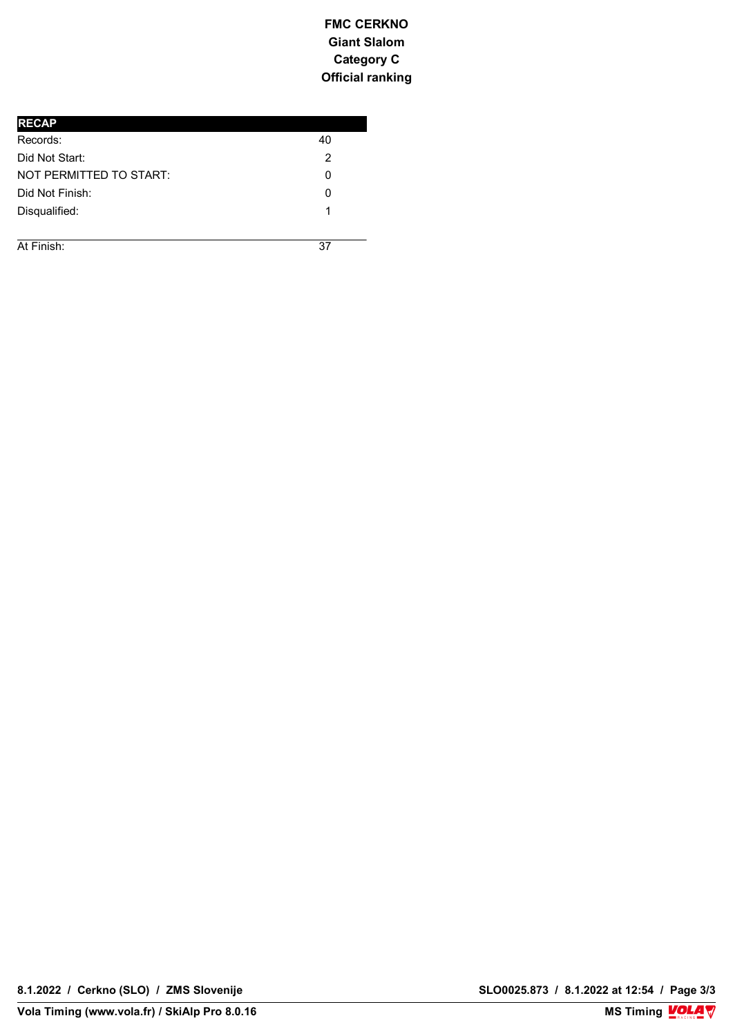**FMC CERKNO**
**Giant Slalom**
**Category C**
**Official ranking**

| RECAP | |
|---|---|
| Records: | 40 |
| Did Not Start: | 2 |
| NOT PERMITTED TO START: | 0 |
| Did Not Finish: | 0 |
| Disqualified: | 1 |
| At Finish: | 37 |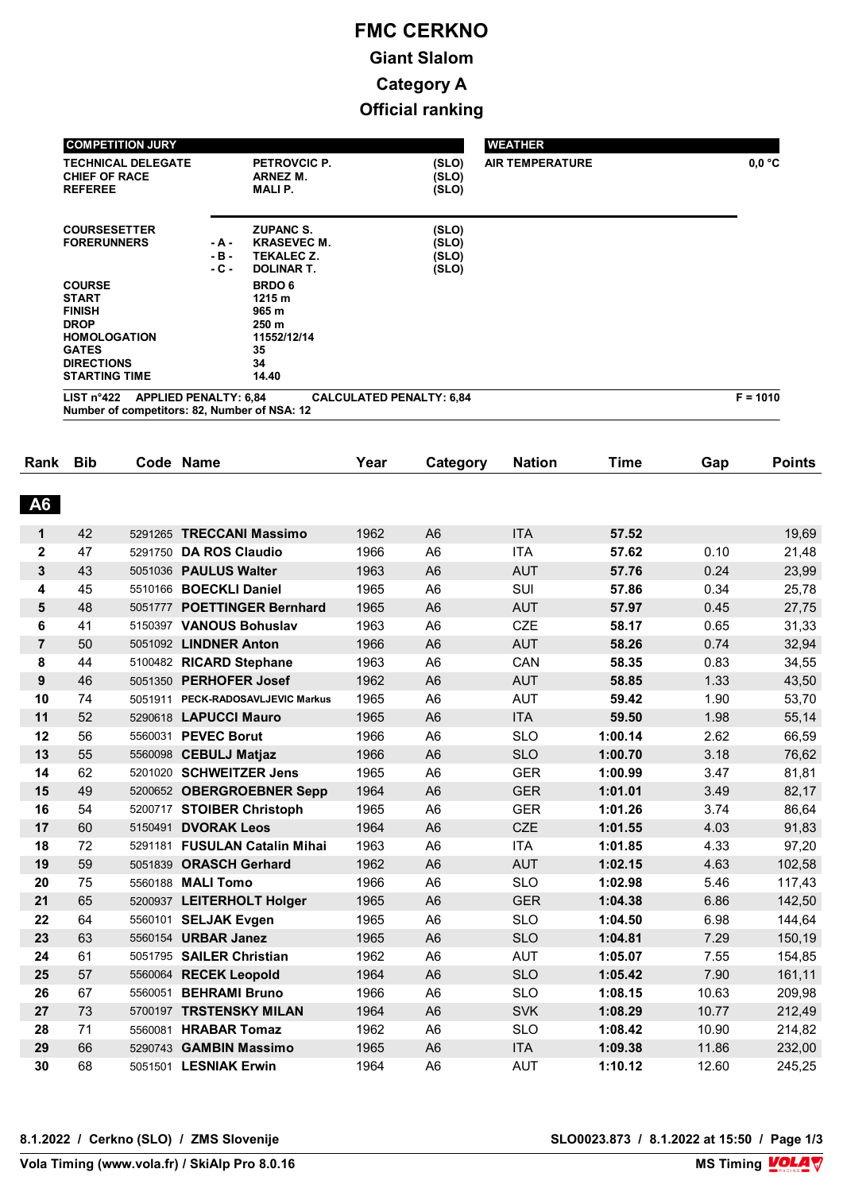# FMC CERKNO

## Giant Slalom

## Category A

## Official ranking

| COMPETITION JURY | | | |
|---|---|---|---|
| TECHNICAL DELEGATE | | PETROVCIC P. | (SLO) |
| CHIEF OF RACE | | ARNEZ M. | (SLO) |
| REFEREE | | MALI P. | (SLO) |
| COURSESETTER | | ZUPANC S. | (SLO) |
| FORERUNNERS | - A - | KRASEVEC M. | (SLO) |
| | - B - | TEKALEC Z. | (SLO) |
| | - C - | DOLINAR T. | (SLO) |
| COURSE | | BRDO 6 | |
| START | | 1215 m | |
| FINISH | | 965 m | |
| DROP | | 250 m | |
| HOMOLOGATION | | 11552/12/14 | |
| GATES | | 35 | |
| DIRECTIONS | | 34 | |
| STARTING TIME | | 14.40 | |

| WEATHER | |
|---|---|
| AIR TEMPERATURE | 0,0 °C |

LIST n°422 APPLIED PENALTY: 6,84 CALCULATED PENALTY: 6,84 F = 1010

Number of competitors: 82, Number of NSA: 12

| Rank | Bib | Code | Name | Year | Category | Nation | Time | Gap | Points |
|---|---|---|---|---|---|---|---|---|---|
| **A6** | | | | | | | | | |
| 1 | 42 | 5291265 | **TRECCANI Massimo** | 1962 | A6 | ITA | **57.52** | | 19,69 |
| 2 | 47 | 5291750 | **DA ROS Claudio** | 1966 | A6 | ITA | **57.62** | 0.10 | 21,48 |
| 3 | 43 | 5051036 | **PAULUS Walter** | 1963 | A6 | AUT | **57.76** | 0.24 | 23,99 |
| 4 | 45 | 5510166 | **BOECKLI Daniel** | 1965 | A6 | SUI | **57.86** | 0.34 | 25,78 |
| 5 | 48 | 5051777 | **POETTINGER Bernhard** | 1965 | A6 | AUT | **57.97** | 0.45 | 27,75 |
| 6 | 41 | 5150397 | **VANOUS Bohuslav** | 1963 | A6 | CZE | **58.17** | 0.65 | 31,33 |
| 7 | 50 | 5051092 | **LINDNER Anton** | 1966 | A6 | AUT | **58.26** | 0.74 | 32,94 |
| 8 | 44 | 5100482 | **RICARD Stephane** | 1963 | A6 | CAN | **58.35** | 0.83 | 34,55 |
| 9 | 46 | 5051350 | **PERHOFER Josef** | 1962 | A6 | AUT | **58.85** | 1.33 | 43,50 |
| 10 | 74 | 5051911 | **PECK-RADOSAVLJEVIC Markus** | 1965 | A6 | AUT | **59.42** | 1.90 | 53,70 |
| 11 | 52 | 5290618 | **LAPUCCI Mauro** | 1965 | A6 | ITA | **59.50** | 1.98 | 55,14 |
| 12 | 56 | 5560031 | **PEVEC Borut** | 1966 | A6 | SLO | **1:00.14** | 2.62 | 66,59 |
| 13 | 55 | 5560098 | **CEBULJ Matjaz** | 1966 | A6 | SLO | **1:00.70** | 3.18 | 76,62 |
| 14 | 62 | 5201020 | **SCHWEITZER Jens** | 1965 | A6 | GER | **1:00.99** | 3.47 | 81,81 |
| 15 | 49 | 5200652 | **OBERGROEBNER Sepp** | 1964 | A6 | GER | **1:01.01** | 3.49 | 82,17 |
| 16 | 54 | 5200717 | **STOIBER Christoph** | 1965 | A6 | GER | **1:01.26** | 3.74 | 86,64 |
| 17 | 60 | 5150491 | **DVORAK Leos** | 1964 | A6 | CZE | **1:01.55** | 4.03 | 91,83 |
| 18 | 72 | 5291181 | **FUSULAN Catalin Mihai** | 1963 | A6 | ITA | **1:01.85** | 4.33 | 97,20 |
| 19 | 59 | 5051839 | **ORASCH Gerhard** | 1962 | A6 | AUT | **1:02.15** | 4.63 | 102,58 |
| 20 | 75 | 5560188 | **MALI Tomo** | 1966 | A6 | SLO | **1:02.98** | 5.46 | 117,43 |
| 21 | 65 | 5200937 | **LEITERHOLT Holger** | 1965 | A6 | GER | **1:04.38** | 6.86 | 142,50 |
| 22 | 64 | 5560101 | **SELJAK Evgen** | 1965 | A6 | SLO | **1:04.50** | 6.98 | 144,64 |
| 23 | 63 | 5560154 | **URBAR Janez** | 1965 | A6 | SLO | **1:04.81** | 7.29 | 150,19 |
| 24 | 61 | 5051795 | **SAILER Christian** | 1962 | A6 | AUT | **1:05.07** | 7.55 | 154,85 |
| 25 | 57 | 5560064 | **RECEK Leopold** | 1964 | A6 | SLO | **1:05.42** | 7.90 | 161,11 |
| 26 | 67 | 5560051 | **BEHRAMI Bruno** | 1966 | A6 | SLO | **1:08.15** | 10.63 | 209,98 |
| 27 | 73 | 5700197 | **TRSTENSKY MILAN** | 1964 | A6 | SVK | **1:08.29** | 10.77 | 212,49 |
| 28 | 71 | 5560081 | **HRABAR Tomaz** | 1962 | A6 | SLO | **1:08.42** | 10.90 | 214,82 |
| 29 | 66 | 5290743 | **GAMBIN Massimo** | 1965 | A6 | ITA | **1:09.38** | 11.86 | 232,00 |
| 30 | 68 | 5051501 | **LESNIAK Erwin** | 1964 | A6 | AUT | **1:10.12** | 12.60 | 245,25 |

8.1.2022 / Cerkno (SLO) / ZMS Slovenije — SLO0023.873 / 8.1.2022 at 15:50

Vola Timing (www.vola.fr) / SkiAlp Pro 8.0.16 — MS Timing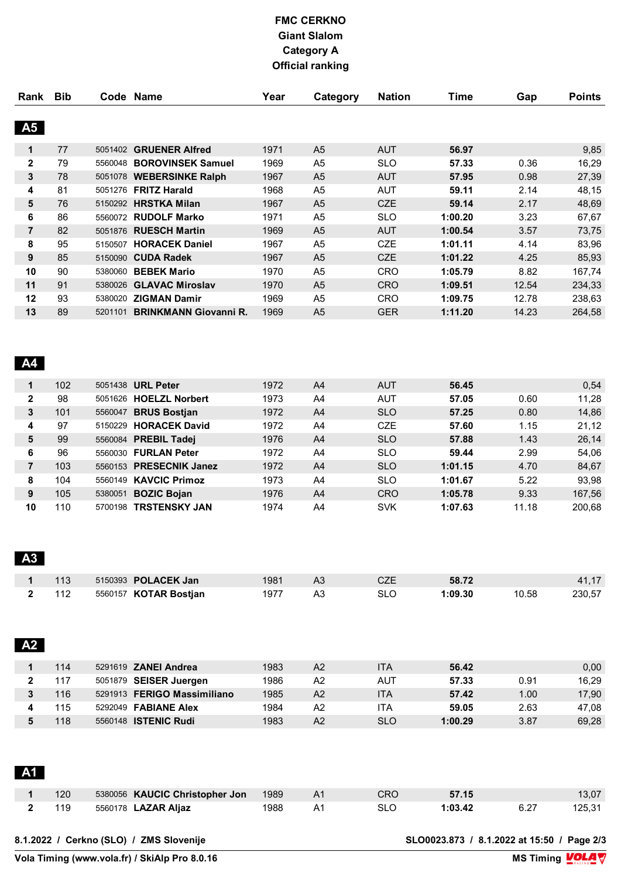# FMC CERKNO

**Giant Slalom**

**Category A**

**Official ranking**

| Rank | Bib | Code | Name | Year | Category | Nation | Time | Gap | Points |
|---|---|---|---|---|---|---|---|---|---|
| **A5** | | | | | | | | | |
| 1 | 77 | 5051402 | **GRUENER Alfred** | 1971 | A5 | AUT | **56.97** | | 9,85 |
| 2 | 79 | 5560048 | **BOROVINSEK Samuel** | 1969 | A5 | SLO | **57.33** | 0.36 | 16,29 |
| 3 | 78 | 5051078 | **WEBERSINKE Ralph** | 1967 | A5 | AUT | **57.95** | 0.98 | 27,39 |
| 4 | 81 | 5051276 | **FRITZ Harald** | 1968 | A5 | AUT | **59.11** | 2.14 | 48,15 |
| 5 | 76 | 5150292 | **HRSTKA Milan** | 1967 | A5 | CZE | **59.14** | 2.17 | 48,69 |
| 6 | 86 | 5560072 | **RUDOLF Marko** | 1971 | A5 | SLO | **1:00.20** | 3.23 | 67,67 |
| 7 | 82 | 5051876 | **RUESCH Martin** | 1969 | A5 | AUT | **1:00.54** | 3.57 | 73,75 |
| 8 | 95 | 5150507 | **HORACEK Daniel** | 1967 | A5 | CZE | **1:01.11** | 4.14 | 83,96 |
| 9 | 85 | 5150090 | **CUDA Radek** | 1967 | A5 | CZE | **1:01.22** | 4.25 | 85,93 |
| 10 | 90 | 5380060 | **BEBEK Mario** | 1970 | A5 | CRO | **1:05.79** | 8.82 | 167,74 |
| 11 | 91 | 5380026 | **GLAVAC Miroslav** | 1970 | A5 | CRO | **1:09.51** | 12.54 | 234,33 |
| 12 | 93 | 5380020 | **ZIGMAN Damir** | 1969 | A5 | CRO | **1:09.75** | 12.78 | 238,63 |
| 13 | 89 | 5201101 | **BRINKMANN Giovanni R.** | 1969 | A5 | GER | **1:11.20** | 14.23 | 264,58 |
| **A4** | | | | | | | | | |
| 1 | 102 | 5051438 | **URL Peter** | 1972 | A4 | AUT | **56.45** | | 0,54 |
| 2 | 98 | 5051626 | **HOELZL Norbert** | 1973 | A4 | AUT | **57.05** | 0.60 | 11,28 |
| 3 | 101 | 5560047 | **BRUS Bostjan** | 1972 | A4 | SLO | **57.25** | 0.80 | 14,86 |
| 4 | 97 | 5150229 | **HORACEK David** | 1972 | A4 | CZE | **57.60** | 1.15 | 21,12 |
| 5 | 99 | 5560084 | **PREBIL Tadej** | 1976 | A4 | SLO | **57.88** | 1.43 | 26,14 |
| 6 | 96 | 5560030 | **FURLAN Peter** | 1972 | A4 | SLO | **59.44** | 2.99 | 54,06 |
| 7 | 103 | 5560153 | **PRESECNIK Janez** | 1972 | A4 | SLO | **1:01.15** | 4.70 | 84,67 |
| 8 | 104 | 5560149 | **KAVCIC Primoz** | 1973 | A4 | SLO | **1:01.67** | 5.22 | 93,98 |
| 9 | 105 | 5380051 | **BOZIC Bojan** | 1976 | A4 | CRO | **1:05.78** | 9.33 | 167,56 |
| 10 | 110 | 5700198 | **TRSTENSKY JAN** | 1974 | A4 | SVK | **1:07.63** | 11.18 | 200,68 |
| **A3** | | | | | | | | | |
| 1 | 113 | 5150393 | **POLACEK Jan** | 1981 | A3 | CZE | **58.72** | | 41,17 |
| 2 | 112 | 5560157 | **KOTAR Bostjan** | 1977 | A3 | SLO | **1:09.30** | 10.58 | 230,57 |
| **A2** | | | | | | | | | |
| 1 | 114 | 5291619 | **ZANEI Andrea** | 1983 | A2 | ITA | **56.42** | | 0,00 |
| 2 | 117 | 5051879 | **SEISER Juergen** | 1986 | A2 | AUT | **57.33** | 0.91 | 16,29 |
| 3 | 116 | 5291913 | **FERIGO Massimiliano** | 1985 | A2 | ITA | **57.42** | 1.00 | 17,90 |
| 4 | 115 | 5292049 | **FABIANE Alex** | 1984 | A2 | ITA | **59.05** | 2.63 | 47,08 |
| 5 | 118 | 5560148 | **ISTENIC Rudi** | 1983 | A2 | SLO | **1:00.29** | 3.87 | 69,28 |
| **A1** | | | | | | | | | |
| 1 | 120 | 5380056 | **KAUCIC Christopher Jon** | 1989 | A1 | CRO | **57.15** | | 13,07 |
| 2 | 119 | 5560178 | **LAZAR Aljaz** | 1988 | A1 | SLO | **1:03.42** | 6.27 | 125,31 |

**8.1.2022 / Cerkno (SLO) / ZMS Slovenije** — **SLO0023.873 / 8.1.2022 at 15:50**

**Vola Timing (www.vola.fr) / SkiAlp Pro 8.0.16** — **MS Timing**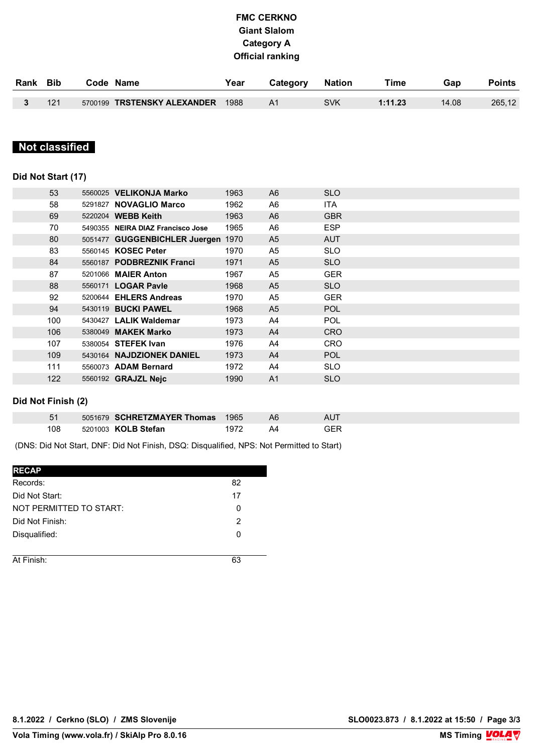# FMC CERKNO
## Giant Slalom
## Category A
## Official ranking

| Rank | Bib | Code | Name | Year | Category | Nation | Time | Gap | Points |
|---|---|---|---|---|---|---|---|---|---|
| 3 | 121 | 5700199 | **TRSTENSKY ALEXANDER** | 1988 | A1 | SVK | **1:11.23** | 14.08 | 265,12 |

## Not classified

### Did Not Start (17)

| Bib | Code | Name | Year | Category | Nation |
|---|---|---|---|---|---|
| 53 | 5560025 | **VELIKONJA Marko** | 1963 | A6 | SLO |
| 58 | 5291827 | **NOVAGLIO Marco** | 1962 | A6 | ITA |
| 69 | 5220204 | **WEBB Keith** | 1963 | A6 | GBR |
| 70 | 5490355 | **NEIRA DIAZ Francisco Jose** | 1965 | A6 | ESP |
| 80 | 5051477 | **GUGGENBICHLER Juergen** | 1970 | A5 | AUT |
| 83 | 5560145 | **KOSEC Peter** | 1970 | A5 | SLO |
| 84 | 5560187 | **PODBREZNIK Franci** | 1971 | A5 | SLO |
| 87 | 5201066 | **MAIER Anton** | 1967 | A5 | GER |
| 88 | 5560171 | **LOGAR Pavle** | 1968 | A5 | SLO |
| 92 | 5200644 | **EHLERS Andreas** | 1970 | A5 | GER |
| 94 | 5430119 | **BUCKI PAWEL** | 1968 | A5 | POL |
| 100 | 5430427 | **LALIK Waldemar** | 1973 | A4 | POL |
| 106 | 5380049 | **MAKEK Marko** | 1973 | A4 | CRO |
| 107 | 5380054 | **STEFEK Ivan** | 1976 | A4 | CRO |
| 109 | 5430164 | **NAJDZIONEK DANIEL** | 1973 | A4 | POL |
| 111 | 5560073 | **ADAM Bernard** | 1972 | A4 | SLO |
| 122 | 5560192 | **GRAJZL Nejc** | 1990 | A1 | SLO |

### Did Not Finish (2)

| Bib | Code | Name | Year | Category | Nation |
|---|---|---|---|---|---|
| 51 | 5051679 | **SCHRETZMAYER Thomas** | 1965 | A6 | AUT |
| 108 | 5201003 | **KOLB Stefan** | 1972 | A4 | GER |

(DNS: Did Not Start, DNF: Did Not Finish, DSQ: Disqualified, NPS: Not Permitted to Start)

| RECAP | |
|---|---|
| Records: | 82 |
| Did Not Start: | 17 |
| NOT PERMITTED TO START: | 0 |
| Did Not Finish: | 2 |
| Disqualified: | 0 |
| At Finish: | 63 |

8.1.2022 / Cerkno (SLO) / ZMS Slovenije — SLO0023.873 / 8.1.2022 at 15:50

Vola Timing (www.vola.fr) / SkiAlp Pro 8.0.16 — MS Timing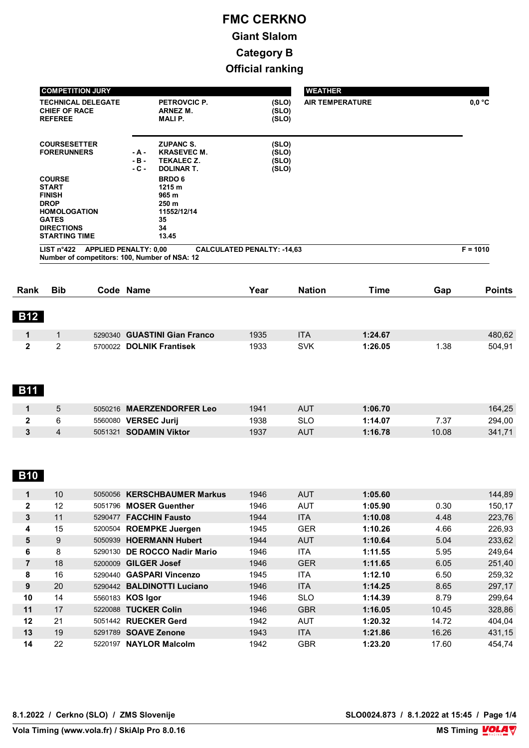# FMC CERKNO

## Giant Slalom

## Category B

## Official ranking

| COMPETITION JURY | | | |
|---|---|---|---|
| TECHNICAL DELEGATE | | PETROVCIC P. | (SLO) |
| CHIEF OF RACE | | ARNEZ M. | (SLO) |
| REFEREE | | MALI P. | (SLO) |
| COURSESETTER | | ZUPANC S. | (SLO) |
| FORERUNNERS | - A - | KRASEVEC M. | (SLO) |
| | - B - | TEKALEC Z. | (SLO) |
| | - C - | DOLINAR T. | (SLO) |
| COURSE | | BRDO 6 | |
| START | | 1215 m | |
| FINISH | | 965 m | |
| DROP | | 250 m | |
| HOMOLOGATION | | 11552/12/14 | |
| GATES | | 35 | |
| DIRECTIONS | | 34 | |
| STARTING TIME | | 13.45 | |

| WEATHER | |
|---|---|
| AIR TEMPERATURE | 0,0 °C |

**LIST n°422  APPLIED PENALTY: 0,00  CALCULATED PENALTY: -14,63  F = 1010**

**Number of competitors: 100, Number of NSA: 12**

| Rank | Bib | Code | Name | Year | Nation | Time | Gap | Points |
|---|---|---|---|---|---|---|---|---|
| **B12** | | | | | | | | |
| **1** | 1 | 5290340 | **GUASTINI Gian Franco** | 1935 | ITA | **1:24.67** | | 480,62 |
| **2** | 2 | 5700022 | **DOLNIK Frantisek** | 1933 | SVK | **1:26.05** | 1.38 | 504,91 |
| **B11** | | | | | | | | |
| **1** | 5 | 5050216 | **MAERZENDORFER Leo** | 1941 | AUT | **1:06.70** | | 164,25 |
| **2** | 6 | 5560080 | **VERSEC Jurij** | 1938 | SLO | **1:14.07** | 7.37 | 294,00 |
| **3** | 4 | 5051321 | **SODAMIN Viktor** | 1937 | AUT | **1:16.78** | 10.08 | 341,71 |
| **B10** | | | | | | | | |
| **1** | 10 | 5050056 | **KERSCHBAUMER Markus** | 1946 | AUT | **1:05.60** | | 144,89 |
| **2** | 12 | 5051796 | **MOSER Guenther** | 1946 | AUT | **1:05.90** | 0.30 | 150,17 |
| **3** | 11 | 5290477 | **FACCHIN Fausto** | 1944 | ITA | **1:10.08** | 4.48 | 223,76 |
| **4** | 15 | 5200504 | **ROEMPKE Juergen** | 1945 | GER | **1:10.26** | 4.66 | 226,93 |
| **5** | 9 | 5050939 | **HOERMANN Hubert** | 1944 | AUT | **1:10.64** | 5.04 | 233,62 |
| **6** | 8 | 5290130 | **DE ROCCO Nadir Mario** | 1946 | ITA | **1:11.55** | 5.95 | 249,64 |
| **7** | 18 | 5200009 | **GILGER Josef** | 1946 | GER | **1:11.65** | 6.05 | 251,40 |
| **8** | 16 | 5290440 | **GASPARI Vincenzo** | 1945 | ITA | **1:12.10** | 6.50 | 259,32 |
| **9** | 20 | 5290442 | **BALDINOTTI Luciano** | 1946 | ITA | **1:14.25** | 8.65 | 297,17 |
| **10** | 14 | 5560183 | **KOS Igor** | 1946 | SLO | **1:14.39** | 8.79 | 299,64 |
| **11** | 17 | 5220088 | **TUCKER Colin** | 1946 | GBR | **1:16.05** | 10.45 | 328,86 |
| **12** | 21 | 5051442 | **RUECKER Gerd** | 1942 | AUT | **1:20.32** | 14.72 | 404,04 |
| **13** | 19 | 5291789 | **SOAVE Zenone** | 1943 | ITA | **1:21.86** | 16.26 | 431,15 |
| **14** | 22 | 5220197 | **NAYLOR Malcolm** | 1942 | GBR | **1:23.20** | 17.60 | 454,74 |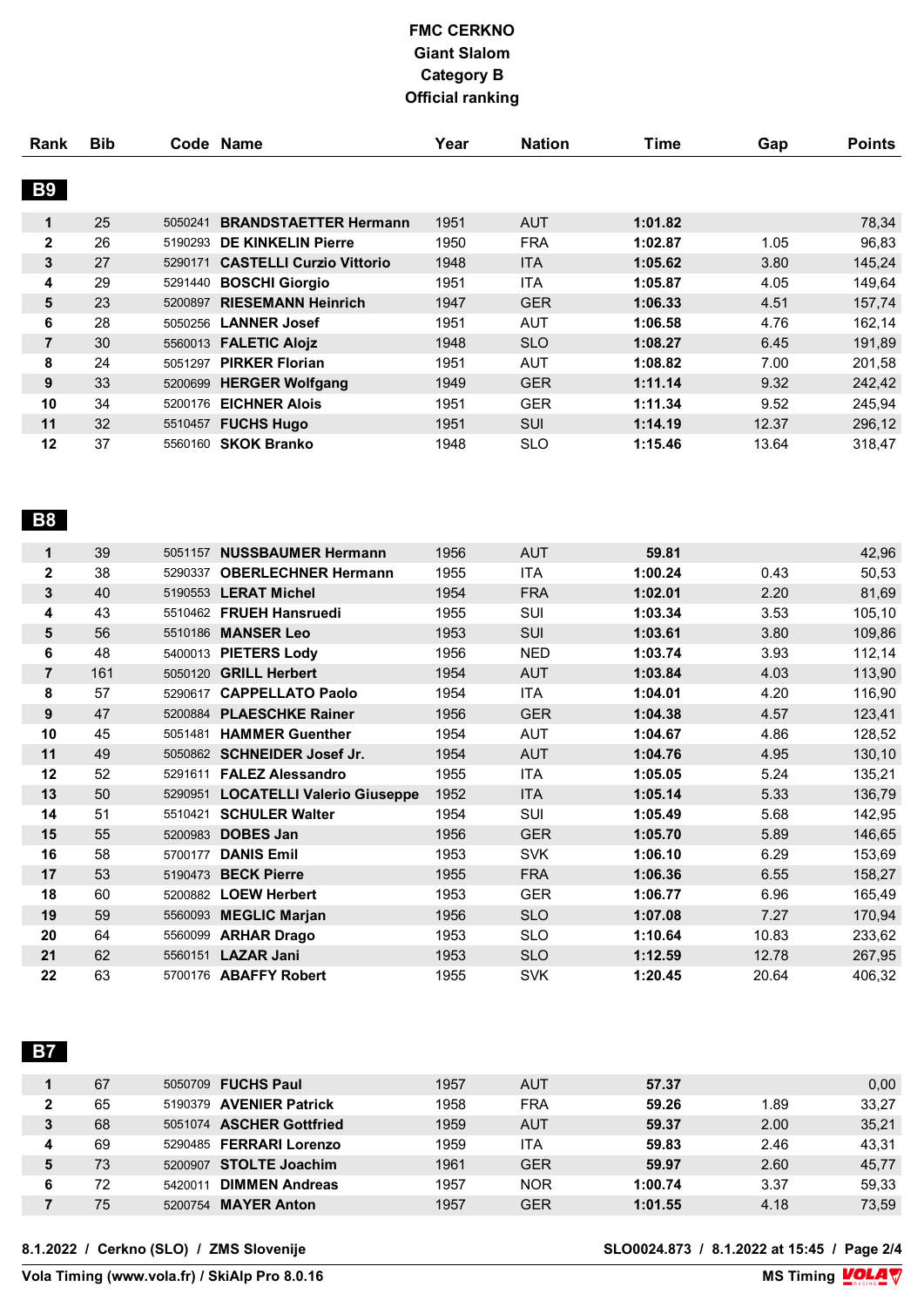# FMC CERKNO
## Giant Slalom
## Category B
## Official ranking

### B9

| Rank | Bib | Code | Name | Year | Nation | Time | Gap | Points |
|---|---|---|---|---|---|---|---|---|
| 1 | 25 | 5050241 | **BRANDSTAETTER Hermann** | 1951 | AUT | **1:01.82** | | 78,34 |
| 2 | 26 | 5190293 | **DE KINKELIN Pierre** | 1950 | FRA | **1:02.87** | 1.05 | 96,83 |
| 3 | 27 | 5290171 | **CASTELLI Curzio Vittorio** | 1948 | ITA | **1:05.62** | 3.80 | 145,24 |
| 4 | 29 | 5291440 | **BOSCHI Giorgio** | 1951 | ITA | **1:05.87** | 4.05 | 149,64 |
| 5 | 23 | 5200897 | **RIESEMANN Heinrich** | 1947 | GER | **1:06.33** | 4.51 | 157,74 |
| 6 | 28 | 5050256 | **LANNER Josef** | 1951 | AUT | **1:06.58** | 4.76 | 162,14 |
| 7 | 30 | 5560013 | **FALETIC Alojz** | 1948 | SLO | **1:08.27** | 6.45 | 191,89 |
| 8 | 24 | 5051297 | **PIRKER Florian** | 1951 | AUT | **1:08.82** | 7.00 | 201,58 |
| 9 | 33 | 5200699 | **HERGER Wolfgang** | 1949 | GER | **1:11.14** | 9.32 | 242,42 |
| 10 | 34 | 5200176 | **EICHNER Alois** | 1951 | GER | **1:11.34** | 9.52 | 245,94 |
| 11 | 32 | 5510457 | **FUCHS Hugo** | 1951 | SUI | **1:14.19** | 12.37 | 296,12 |
| 12 | 37 | 5560160 | **SKOK Branko** | 1948 | SLO | **1:15.46** | 13.64 | 318,47 |

### B8

| Rank | Bib | Code | Name | Year | Nation | Time | Gap | Points |
|---|---|---|---|---|---|---|---|---|
| 1 | 39 | 5051157 | **NUSSBAUMER Hermann** | 1956 | AUT | **59.81** | | 42,96 |
| 2 | 38 | 5290337 | **OBERLECHNER Hermann** | 1955 | ITA | **1:00.24** | 0.43 | 50,53 |
| 3 | 40 | 5190553 | **LERAT Michel** | 1954 | FRA | **1:02.01** | 2.20 | 81,69 |
| 4 | 43 | 5510462 | **FRUEH Hansruedi** | 1955 | SUI | **1:03.34** | 3.53 | 105,10 |
| 5 | 56 | 5510186 | **MANSER Leo** | 1953 | SUI | **1:03.61** | 3.80 | 109,86 |
| 6 | 48 | 5400013 | **PIETERS Lody** | 1956 | NED | **1:03.74** | 3.93 | 112,14 |
| 7 | 161 | 5050120 | **GRILL Herbert** | 1954 | AUT | **1:03.84** | 4.03 | 113,90 |
| 8 | 57 | 5290617 | **CAPPELLATO Paolo** | 1954 | ITA | **1:04.01** | 4.20 | 116,90 |
| 9 | 47 | 5200884 | **PLAESCHKE Rainer** | 1956 | GER | **1:04.38** | 4.57 | 123,41 |
| 10 | 45 | 5051481 | **HAMMER Guenther** | 1954 | AUT | **1:04.67** | 4.86 | 128,52 |
| 11 | 49 | 5050862 | **SCHNEIDER Josef Jr.** | 1954 | AUT | **1:04.76** | 4.95 | 130,10 |
| 12 | 52 | 5291611 | **FALEZ Alessandro** | 1955 | ITA | **1:05.05** | 5.24 | 135,21 |
| 13 | 50 | 5290951 | **LOCATELLI Valerio Giuseppe** | 1952 | ITA | **1:05.14** | 5.33 | 136,79 |
| 14 | 51 | 5510421 | **SCHULER Walter** | 1954 | SUI | **1:05.49** | 5.68 | 142,95 |
| 15 | 55 | 5200983 | **DOBES Jan** | 1956 | GER | **1:05.70** | 5.89 | 146,65 |
| 16 | 58 | 5700177 | **DANIS Emil** | 1953 | SVK | **1:06.10** | 6.29 | 153,69 |
| 17 | 53 | 5190473 | **BECK Pierre** | 1955 | FRA | **1:06.36** | 6.55 | 158,27 |
| 18 | 60 | 5200882 | **LOEW Herbert** | 1953 | GER | **1:06.77** | 6.96 | 165,49 |
| 19 | 59 | 5560093 | **MEGLIC Marjan** | 1956 | SLO | **1:07.08** | 7.27 | 170,94 |
| 20 | 64 | 5560099 | **ARHAR Drago** | 1953 | SLO | **1:10.64** | 10.83 | 233,62 |
| 21 | 62 | 5560151 | **LAZAR Jani** | 1953 | SLO | **1:12.59** | 12.78 | 267,95 |
| 22 | 63 | 5700176 | **ABAFFY Robert** | 1955 | SVK | **1:20.45** | 20.64 | 406,32 |

### B7

| Rank | Bib | Code | Name | Year | Nation | Time | Gap | Points |
|---|---|---|---|---|---|---|---|---|
| 1 | 67 | 5050709 | **FUCHS Paul** | 1957 | AUT | **57.37** | | 0,00 |
| 2 | 65 | 5190379 | **AVENIER Patrick** | 1958 | FRA | **59.26** | 1.89 | 33,27 |
| 3 | 68 | 5051074 | **ASCHER Gottfried** | 1959 | AUT | **59.37** | 2.00 | 35,21 |
| 4 | 69 | 5290485 | **FERRARI Lorenzo** | 1959 | ITA | **59.83** | 2.46 | 43,31 |
| 5 | 73 | 5200907 | **STOLTE Joachim** | 1961 | GER | **59.97** | 2.60 | 45,77 |
| 6 | 72 | 5420011 | **DIMMEN Andreas** | 1957 | NOR | **1:00.74** | 3.37 | 59,33 |
| 7 | 75 | 5200754 | **MAYER Anton** | 1957 | GER | **1:01.55** | 4.18 | 73,59 |

8.1.2022 / Cerkno (SLO) / ZMS Slovenije — SLO0024.873 / 8.1.2022 at 15:45

Vola Timing (www.vola.fr) / SkiAlp Pro 8.0.16 — MS Timing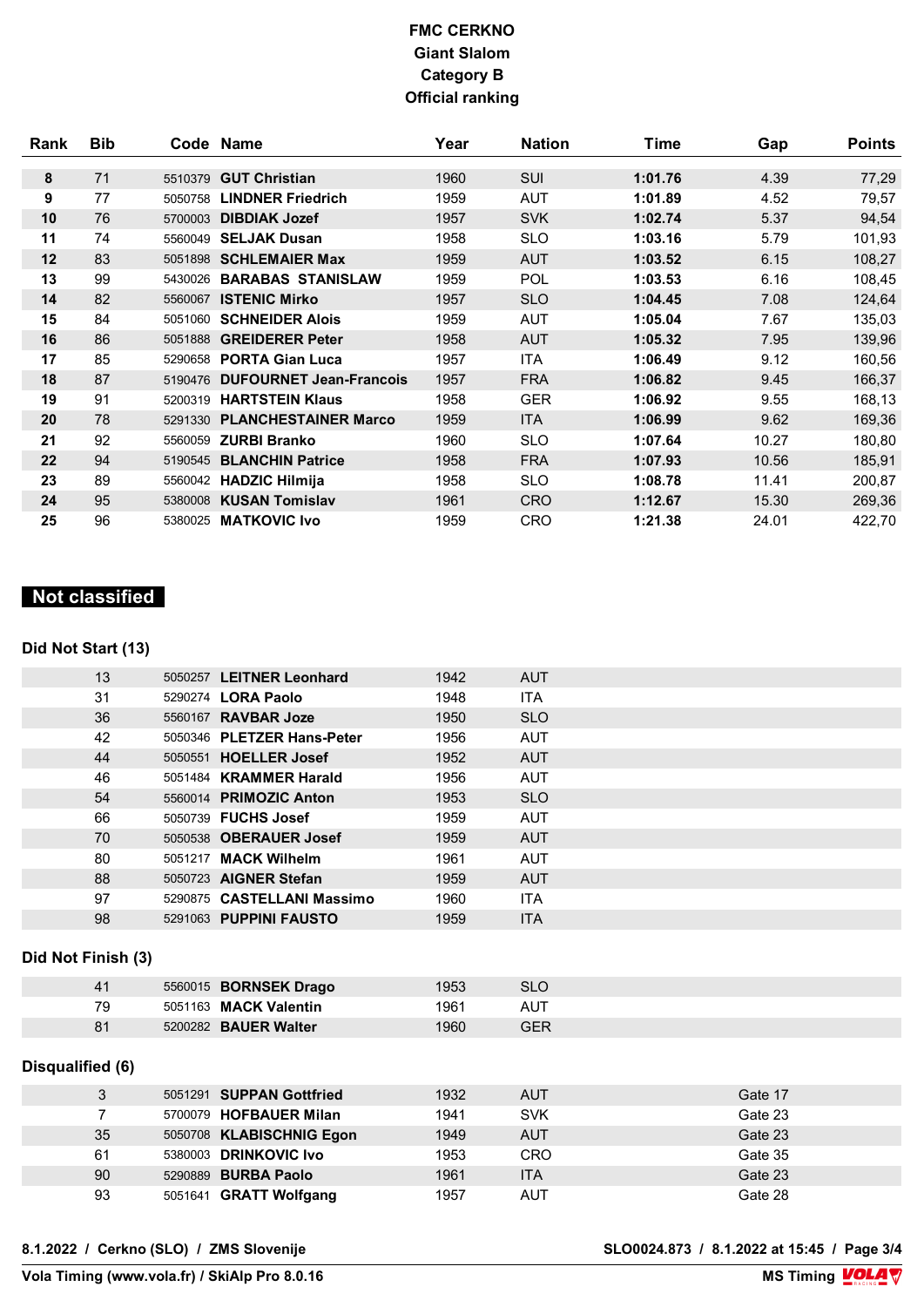# FMC CERKNO
## Giant Slalom
## Category B
## Official ranking

| Rank | Bib | Code | Name | Year | Nation | Time | Gap | Points |
|---|---|---|---|---|---|---|---|---|
| 8 | 71 | 5510379 | **GUT Christian** | 1960 | SUI | **1:01.76** | 4.39 | 77,29 |
| 9 | 77 | 5050758 | **LINDNER Friedrich** | 1959 | AUT | **1:01.89** | 4.52 | 79,57 |
| 10 | 76 | 5700003 | **DIBDIAK Jozef** | 1957 | SVK | **1:02.74** | 5.37 | 94,54 |
| 11 | 74 | 5560049 | **SELJAK Dusan** | 1958 | SLO | **1:03.16** | 5.79 | 101,93 |
| 12 | 83 | 5051898 | **SCHLEMAIER Max** | 1959 | AUT | **1:03.52** | 6.15 | 108,27 |
| 13 | 99 | 5430026 | **BARABAS STANISLAW** | 1959 | POL | **1:03.53** | 6.16 | 108,45 |
| 14 | 82 | 5560067 | **ISTENIC Mirko** | 1957 | SLO | **1:04.45** | 7.08 | 124,64 |
| 15 | 84 | 5051060 | **SCHNEIDER Alois** | 1959 | AUT | **1:05.04** | 7.67 | 135,03 |
| 16 | 86 | 5051888 | **GREIDERER Peter** | 1958 | AUT | **1:05.32** | 7.95 | 139,96 |
| 17 | 85 | 5290658 | **PORTA Gian Luca** | 1957 | ITA | **1:06.49** | 9.12 | 160,56 |
| 18 | 87 | 5190476 | **DUFOURNET Jean-Francois** | 1957 | FRA | **1:06.82** | 9.45 | 166,37 |
| 19 | 91 | 5200319 | **HARTSTEIN Klaus** | 1958 | GER | **1:06.92** | 9.55 | 168,13 |
| 20 | 78 | 5291330 | **PLANCHESTAINER Marco** | 1959 | ITA | **1:06.99** | 9.62 | 169,36 |
| 21 | 92 | 5560059 | **ZURBI Branko** | 1960 | SLO | **1:07.64** | 10.27 | 180,80 |
| 22 | 94 | 5190545 | **BLANCHIN Patrice** | 1958 | FRA | **1:07.93** | 10.56 | 185,91 |
| 23 | 89 | 5560042 | **HADZIC Hilmija** | 1958 | SLO | **1:08.78** | 11.41 | 200,87 |
| 24 | 95 | 5380008 | **KUSAN Tomislav** | 1961 | CRO | **1:12.67** | 15.30 | 269,36 |
| 25 | 96 | 5380025 | **MATKOVIC Ivo** | 1959 | CRO | **1:21.38** | 24.01 | 422,70 |

## Not classified

### Did Not Start (13)

| Bib | Code | Name | Year | Nation |
|---|---|---|---|---|
| 13 | 5050257 | **LEITNER Leonhard** | 1942 | AUT |
| 31 | 5290274 | **LORA Paolo** | 1948 | ITA |
| 36 | 5560167 | **RAVBAR Joze** | 1950 | SLO |
| 42 | 5050346 | **PLETZER Hans-Peter** | 1956 | AUT |
| 44 | 5050551 | **HOELLER Josef** | 1952 | AUT |
| 46 | 5051484 | **KRAMMER Harald** | 1956 | AUT |
| 54 | 5560014 | **PRIMOZIC Anton** | 1953 | SLO |
| 66 | 5050739 | **FUCHS Josef** | 1959 | AUT |
| 70 | 5050538 | **OBERAUER Josef** | 1959 | AUT |
| 80 | 5051217 | **MACK Wilhelm** | 1961 | AUT |
| 88 | 5050723 | **AIGNER Stefan** | 1959 | AUT |
| 97 | 5290875 | **CASTELLANI Massimo** | 1960 | ITA |
| 98 | 5291063 | **PUPPINI FAUSTO** | 1959 | ITA |

### Did Not Finish (3)

| Bib | Code | Name | Year | Nation |
|---|---|---|---|---|
| 41 | 5560015 | **BORNSEK Drago** | 1953 | SLO |
| 79 | 5051163 | **MACK Valentin** | 1961 | AUT |
| 81 | 5200282 | **BAUER Walter** | 1960 | GER |

### Disqualified (6)

| Bib | Code | Name | Year | Nation | Reason |
|---|---|---|---|---|---|
| 3 | 5051291 | **SUPPAN Gottfried** | 1932 | AUT | Gate 17 |
| 7 | 5700079 | **HOFBAUER Milan** | 1941 | SVK | Gate 23 |
| 35 | 5050708 | **KLABISCHNIG Egon** | 1949 | AUT | Gate 23 |
| 61 | 5380003 | **DRINKOVIC Ivo** | 1953 | CRO | Gate 35 |
| 90 | 5290889 | **BURBA Paolo** | 1961 | ITA | Gate 23 |
| 93 | 5051641 | **GRATT Wolfgang** | 1957 | AUT | Gate 28 |

**8.1.2022 / Cerkno (SLO) / ZMS Slovenije** **SLO0024.873 / 8.1.2022 at 15:45**

**Vola Timing (www.vola.fr) / SkiAlp Pro 8.0.16** **MS Timing**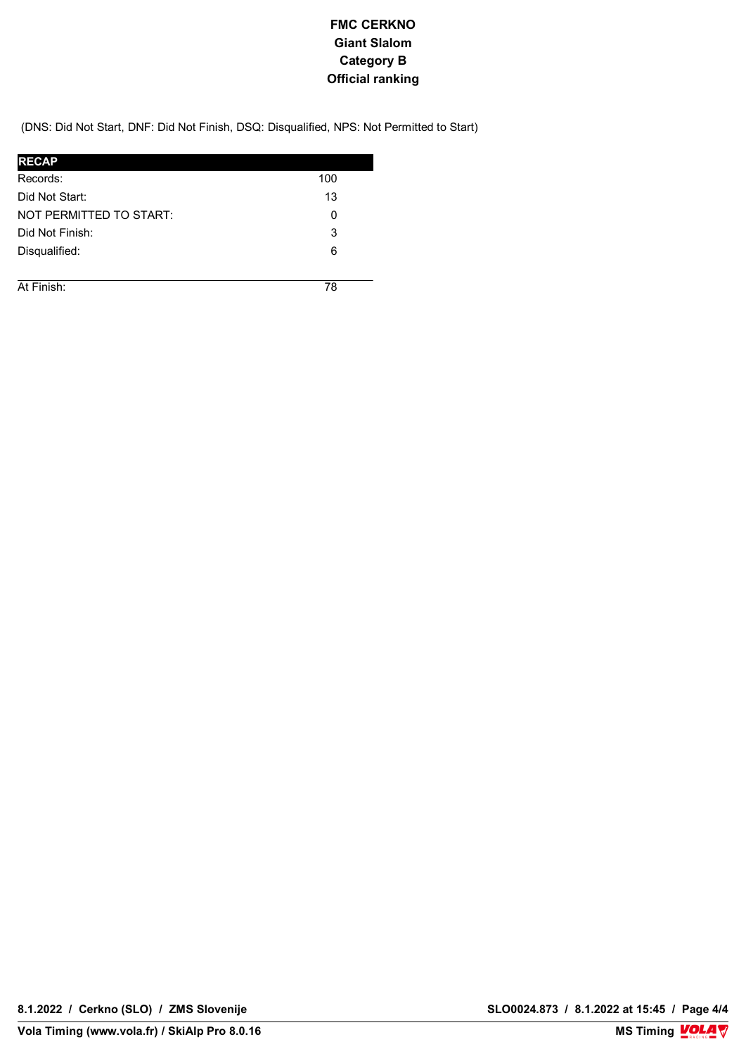# FMC CERKNO
## Giant Slalom
## Category B
## Official ranking

(DNS: Did Not Start, DNF: Did Not Finish, DSQ: Disqualified, NPS: Not Permitted to Start)

| RECAP | |
|---|---|
| Records: | 100 |
| Did Not Start: | 13 |
| NOT PERMITTED TO START: | 0 |
| Did Not Finish: | 3 |
| Disqualified: | 6 |
| At Finish: | 78 |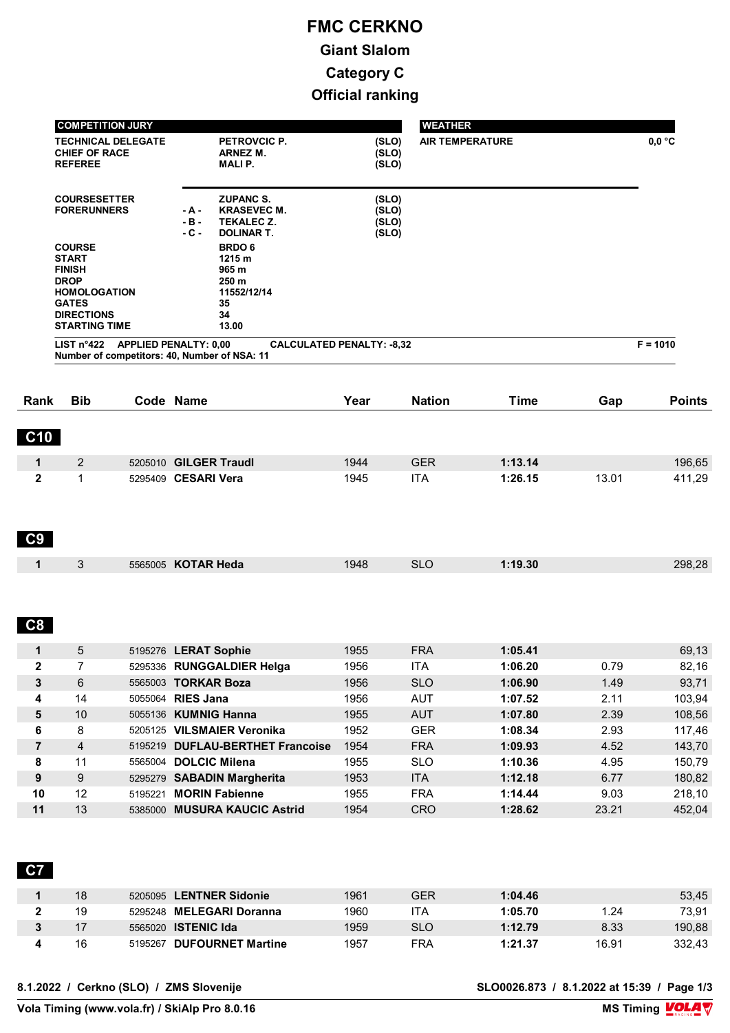# FMC CERKNO

## Giant Slalom

## Category C

## Official ranking

| COMPETITION JURY | | | |
|---|---|---|---|
| TECHNICAL DELEGATE | | PETROVCIC P. | (SLO) |
| CHIEF OF RACE | | ARNEZ M. | (SLO) |
| REFEREE | | MALI P. | (SLO) |
| COURSESETTER | | ZUPANC S. | (SLO) |
| FORERUNNERS | - A - | KRASEVEC M. | (SLO) |
| | - B - | TEKALEC Z. | (SLO) |
| | - C - | DOLINAR T. | (SLO) |
| COURSE | | BRDO 6 | |
| START | | 1215 m | |
| FINISH | | 965 m | |
| DROP | | 250 m | |
| HOMOLOGATION | | 11552/12/14 | |
| GATES | | 35 | |
| DIRECTIONS | | 34 | |
| STARTING TIME | | 13.00 | |

| WEATHER | |
|---|---|
| AIR TEMPERATURE | 0,0 °C |

LIST n°422 APPLIED PENALTY: 0,00 CALCULATED PENALTY: -8,32 F = 1010

Number of competitors: 40, Number of NSA: 11

| Rank | Bib | Code | Name | Year | Nation | Time | Gap | Points |
|---|---|---|---|---|---|---|---|---|
| **C10** | | | | | | | | |
| 1 | 2 | 5205010 | **GILGER Traudl** | 1944 | GER | **1:13.14** | | 196,65 |
| 2 | 1 | 5295409 | **CESARI Vera** | 1945 | ITA | **1:26.15** | 13.01 | 411,29 |
| **C9** | | | | | | | | |
| 1 | 3 | 5565005 | **KOTAR Heda** | 1948 | SLO | **1:19.30** | | 298,28 |
| **C8** | | | | | | | | |
| 1 | 5 | 5195276 | **LERAT Sophie** | 1955 | FRA | **1:05.41** | | 69,13 |
| 2 | 7 | 5295336 | **RUNGGALDIER Helga** | 1956 | ITA | **1:06.20** | 0.79 | 82,16 |
| 3 | 6 | 5565003 | **TORKAR Boza** | 1956 | SLO | **1:06.90** | 1.49 | 93,71 |
| 4 | 14 | 5055064 | **RIES Jana** | 1956 | AUT | **1:07.52** | 2.11 | 103,94 |
| 5 | 10 | 5055136 | **KUMNIG Hanna** | 1955 | AUT | **1:07.80** | 2.39 | 108,56 |
| 6 | 8 | 5205125 | **VILSMAIER Veronika** | 1952 | GER | **1:08.34** | 2.93 | 117,46 |
| 7 | 4 | 5195219 | **DUFLAU-BERTHET Francoise** | 1954 | FRA | **1:09.93** | 4.52 | 143,70 |
| 8 | 11 | 5565004 | **DOLCIC Milena** | 1955 | SLO | **1:10.36** | 4.95 | 150,79 |
| 9 | 9 | 5295279 | **SABADIN Margherita** | 1953 | ITA | **1:12.18** | 6.77 | 180,82 |
| 10 | 12 | 5195221 | **MORIN Fabienne** | 1955 | FRA | **1:14.44** | 9.03 | 218,10 |
| 11 | 13 | 5385000 | **MUSURA KAUCIC Astrid** | 1954 | CRO | **1:28.62** | 23.21 | 452,04 |
| **C7** | | | | | | | | |
| 1 | 18 | 5205095 | **LENTNER Sidonie** | 1961 | GER | **1:04.46** | | 53,45 |
| 2 | 19 | 5295248 | **MELEGARI Doranna** | 1960 | ITA | **1:05.70** | 1.24 | 73,91 |
| 3 | 17 | 5565020 | **ISTENIC Ida** | 1959 | SLO | **1:12.79** | 8.33 | 190,88 |
| 4 | 16 | 5195267 | **DUFOURNET Martine** | 1957 | FRA | **1:21.37** | 16.91 | 332,43 |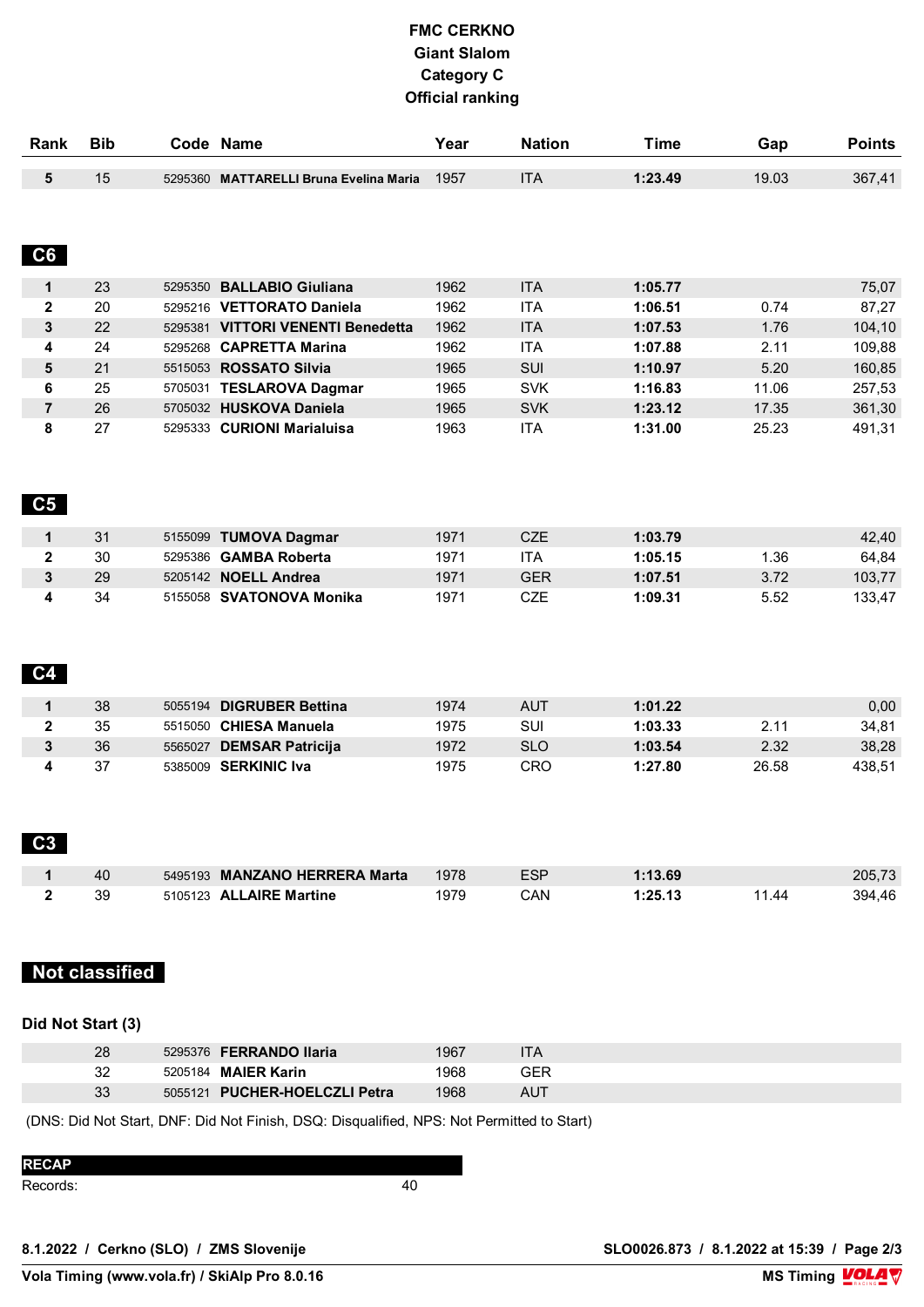# FMC CERKNO
## Giant Slalom
## Category C
## Official ranking

| Rank | Bib | Code | Name | Year | Nation | Time | Gap | Points |
|---|---|---|---|---|---|---|---|---|
| **5** | 15 | 5295360 | **MATTARELLI Bruna Evelina Maria** | 1957 | ITA | **1:23.49** | 19.03 | 367,41 |

### C6

| Rank | Bib | Code | Name | Year | Nation | Time | Gap | Points |
|---|---|---|---|---|---|---|---|---|
| **1** | 23 | 5295350 | **BALLABIO Giuliana** | 1962 | ITA | **1:05.77** | | 75,07 |
| **2** | 20 | 5295216 | **VETTORATO Daniela** | 1962 | ITA | **1:06.51** | 0.74 | 87,27 |
| **3** | 22 | 5295381 | **VITTORI VENENTI Benedetta** | 1962 | ITA | **1:07.53** | 1.76 | 104,10 |
| **4** | 24 | 5295268 | **CAPRETTA Marina** | 1962 | ITA | **1:07.88** | 2.11 | 109,88 |
| **5** | 21 | 5515053 | **ROSSATO Silvia** | 1965 | SUI | **1:10.97** | 5.20 | 160,85 |
| **6** | 25 | 5705031 | **TESLAROVA Dagmar** | 1965 | SVK | **1:16.83** | 11.06 | 257,53 |
| **7** | 26 | 5705032 | **HUSKOVA Daniela** | 1965 | SVK | **1:23.12** | 17.35 | 361,30 |
| **8** | 27 | 5295333 | **CURIONI Marialuisa** | 1963 | ITA | **1:31.00** | 25.23 | 491,31 |

### C5

| Rank | Bib | Code | Name | Year | Nation | Time | Gap | Points |
|---|---|---|---|---|---|---|---|---|
| **1** | 31 | 5155099 | **TUMOVA Dagmar** | 1971 | CZE | **1:03.79** | | 42,40 |
| **2** | 30 | 5295386 | **GAMBA Roberta** | 1971 | ITA | **1:05.15** | 1.36 | 64,84 |
| **3** | 29 | 5205142 | **NOELL Andrea** | 1971 | GER | **1:07.51** | 3.72 | 103,77 |
| **4** | 34 | 5155058 | **SVATONOVA Monika** | 1971 | CZE | **1:09.31** | 5.52 | 133,47 |

### C4

| Rank | Bib | Code | Name | Year | Nation | Time | Gap | Points |
|---|---|---|---|---|---|---|---|---|
| **1** | 38 | 5055194 | **DIGRUBER Bettina** | 1974 | AUT | **1:01.22** | | 0,00 |
| **2** | 35 | 5515050 | **CHIESA Manuela** | 1975 | SUI | **1:03.33** | 2.11 | 34,81 |
| **3** | 36 | 5565027 | **DEMSAR Patricija** | 1972 | SLO | **1:03.54** | 2.32 | 38,28 |
| **4** | 37 | 5385009 | **SERKINIC Iva** | 1975 | CRO | **1:27.80** | 26.58 | 438,51 |

### C3

| Rank | Bib | Code | Name | Year | Nation | Time | Gap | Points |
|---|---|---|---|---|---|---|---|---|
| **1** | 40 | 5495193 | **MANZANO HERRERA Marta** | 1978 | ESP | **1:13.69** | | 205,73 |
| **2** | 39 | 5105123 | **ALLAIRE Martine** | 1979 | CAN | **1:25.13** | 11.44 | 394,46 |

### Not classified

**Did Not Start (3)**

| Bib | Code | Name | Year | Nation |
|---|---|---|---|---|
| 28 | 5295376 | **FERRANDO Ilaria** | 1967 | ITA |
| 32 | 5205184 | **MAIER Karin** | 1968 | GER |
| 33 | 5055121 | **PUCHER-HOELCZLI Petra** | 1968 | AUT |

(DNS: Did Not Start, DNF: Did Not Finish, DSQ: Disqualified, NPS: Not Permitted to Start)

**RECAP**

Records: 40

8.1.2022 / Cerkno (SLO) / ZMS Slovenije — SLO0026.873 / 8.1.2022 at 15:39

Vola Timing (www.vola.fr) / SkiAlp Pro 8.0.16 — MS Timing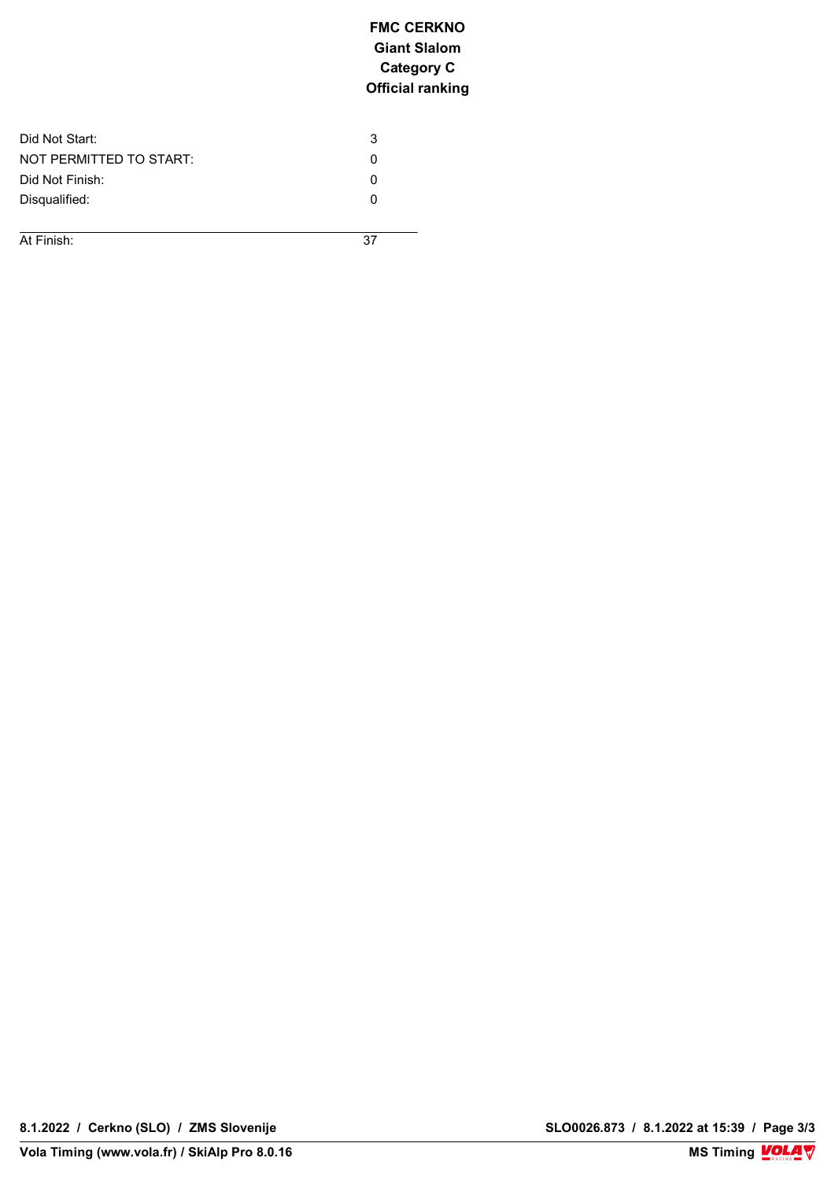**FMC CERKNO**
**Giant Slalom**
**Category C**
**Official ranking**

| | |
|---|---|
| Did Not Start: | 3 |
| NOT PERMITTED TO START: | 0 |
| Did Not Finish: | 0 |
| Disqualified: | 0 |
| At Finish: | 37 |